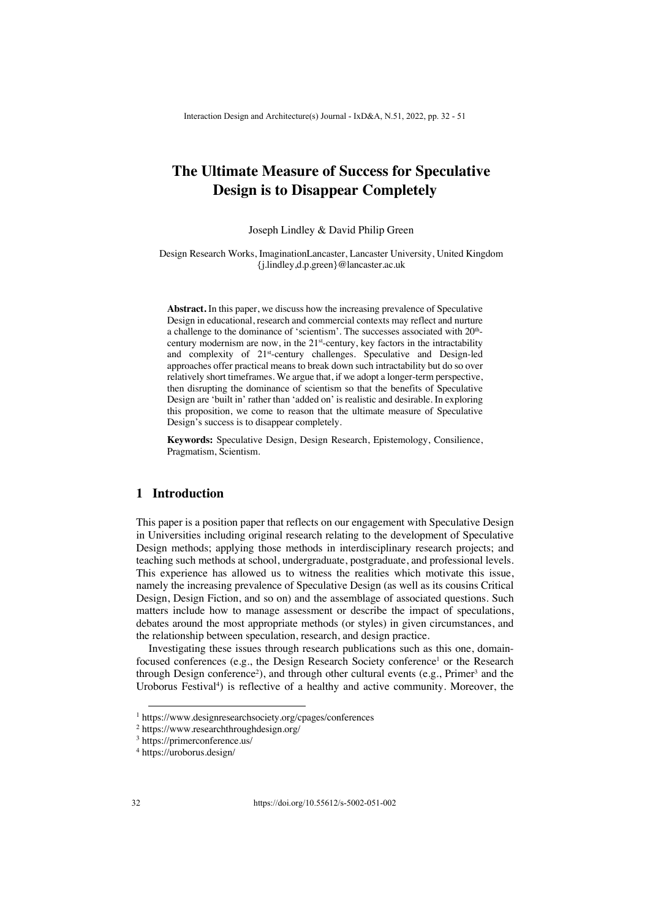# The Ultimate Measure of Success for Speculative Design is to Disappear Completely

Joseph Lindley & David Philip Green

Design Research Works, ImaginationLancaster, Lancaster University, United Kingdom
{j.lindley,d.p.green}@lancaster.ac.uk

**Abstract.** In this paper, we discuss how the increasing prevalence of Speculative Design in educational, research and commercial contexts may reflect and nurture a challenge to the dominance of 'scientism'. The successes associated with 20th-century modernism are now, in the 21st-century, key factors in the intractability and complexity of 21st-century challenges. Speculative and Design-led approaches offer practical means to break down such intractability but do so over relatively short timeframes. We argue that, if we adopt a longer-term perspective, then disrupting the dominance of scientism so that the benefits of Speculative Design are 'built in' rather than 'added on' is realistic and desirable. In exploring this proposition, we come to reason that the ultimate measure of Speculative Design's success is to disappear completely.

**Keywords:** Speculative Design, Design Research, Epistemology, Consilience, Pragmatism, Scientism.

## 1 Introduction

This paper is a position paper that reflects on our engagement with Speculative Design in Universities including original research relating to the development of Speculative Design methods; applying those methods in interdisciplinary research projects; and teaching such methods at school, undergraduate, postgraduate, and professional levels. This experience has allowed us to witness the realities which motivate this issue, namely the increasing prevalence of Speculative Design (as well as its cousins Critical Design, Design Fiction, and so on) and the assemblage of associated questions. Such matters include how to manage assessment or describe the impact of speculations, debates around the most appropriate methods (or styles) in given circumstances, and the relationship between speculation, research, and design practice.

Investigating these issues through research publications such as this one, domain-focused conferences (e.g., the Design Research Society conference[1] or the Research through Design conference[2]), and through other cultural events (e.g., Primer[3] and the Uroborus Festival[4]) is reflective of a healthy and active community. Moreover, the

[1] https://www.designresearchsociety.org/cpages/conferences

[2] https://www.researchthroughdesign.org/

[3] https://primerconference.us/

[4] https://uroborus.design/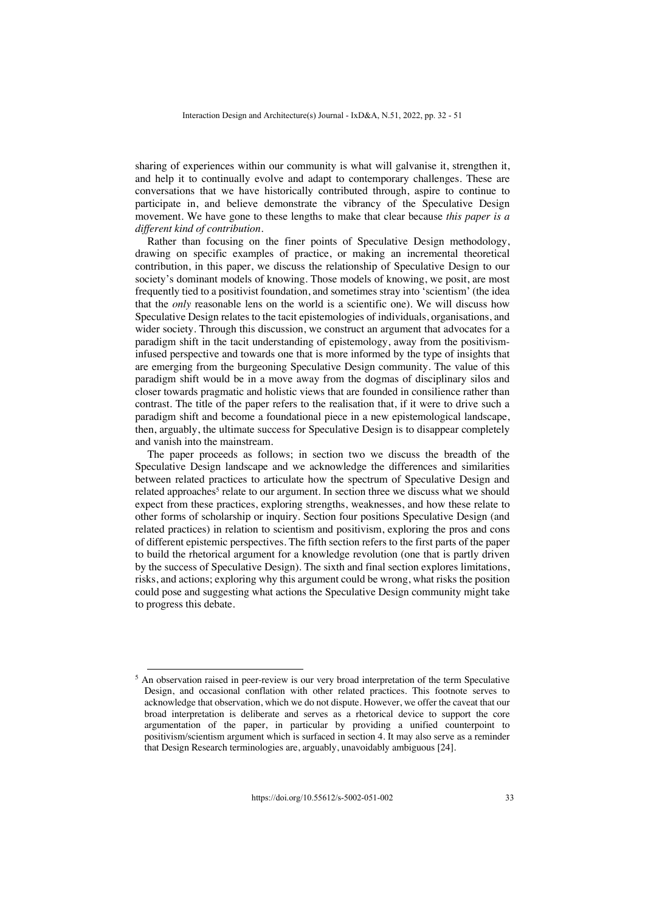sharing of experiences within our community is what will galvanise it, strengthen it, and help it to continually evolve and adapt to contemporary challenges. These are conversations that we have historically contributed through, aspire to continue to participate in, and believe demonstrate the vibrancy of the Speculative Design movement. We have gone to these lengths to make that clear because *this paper is a different kind of contribution*.

Rather than focusing on the finer points of Speculative Design methodology, drawing on specific examples of practice, or making an incremental theoretical contribution, in this paper, we discuss the relationship of Speculative Design to our society's dominant models of knowing. Those models of knowing, we posit, are most frequently tied to a positivist foundation, and sometimes stray into 'scientism' (the idea that the *only* reasonable lens on the world is a scientific one). We will discuss how Speculative Design relates to the tacit epistemologies of individuals, organisations, and wider society. Through this discussion, we construct an argument that advocates for a paradigm shift in the tacit understanding of epistemology, away from the positivism-infused perspective and towards one that is more informed by the type of insights that are emerging from the burgeoning Speculative Design community. The value of this paradigm shift would be in a move away from the dogmas of disciplinary silos and closer towards pragmatic and holistic views that are founded in consilience rather than contrast. The title of the paper refers to the realisation that, if it were to drive such a paradigm shift and become a foundational piece in a new epistemological landscape, then, arguably, the ultimate success for Speculative Design is to disappear completely and vanish into the mainstream.

The paper proceeds as follows; in section two we discuss the breadth of the Speculative Design landscape and we acknowledge the differences and similarities between related practices to articulate how the spectrum of Speculative Design and related approaches[5] relate to our argument. In section three we discuss what we should expect from these practices, exploring strengths, weaknesses, and how these relate to other forms of scholarship or inquiry. Section four positions Speculative Design (and related practices) in relation to scientism and positivism, exploring the pros and cons of different epistemic perspectives. The fifth section refers to the first parts of the paper to build the rhetorical argument for a knowledge revolution (one that is partly driven by the success of Speculative Design). The sixth and final section explores limitations, risks, and actions; exploring why this argument could be wrong, what risks the position could pose and suggesting what actions the Speculative Design community might take to progress this debate.

[5] An observation raised in peer-review is our very broad interpretation of the term Speculative Design, and occasional conflation with other related practices. This footnote serves to acknowledge that observation, which we do not dispute. However, we offer the caveat that our broad interpretation is deliberate and serves as a rhetorical device to support the core argumentation of the paper, in particular by providing a unified counterpoint to positivism/scientism argument which is surfaced in section 4. It may also serve as a reminder that Design Research terminologies are, arguably, unavoidably ambiguous [24].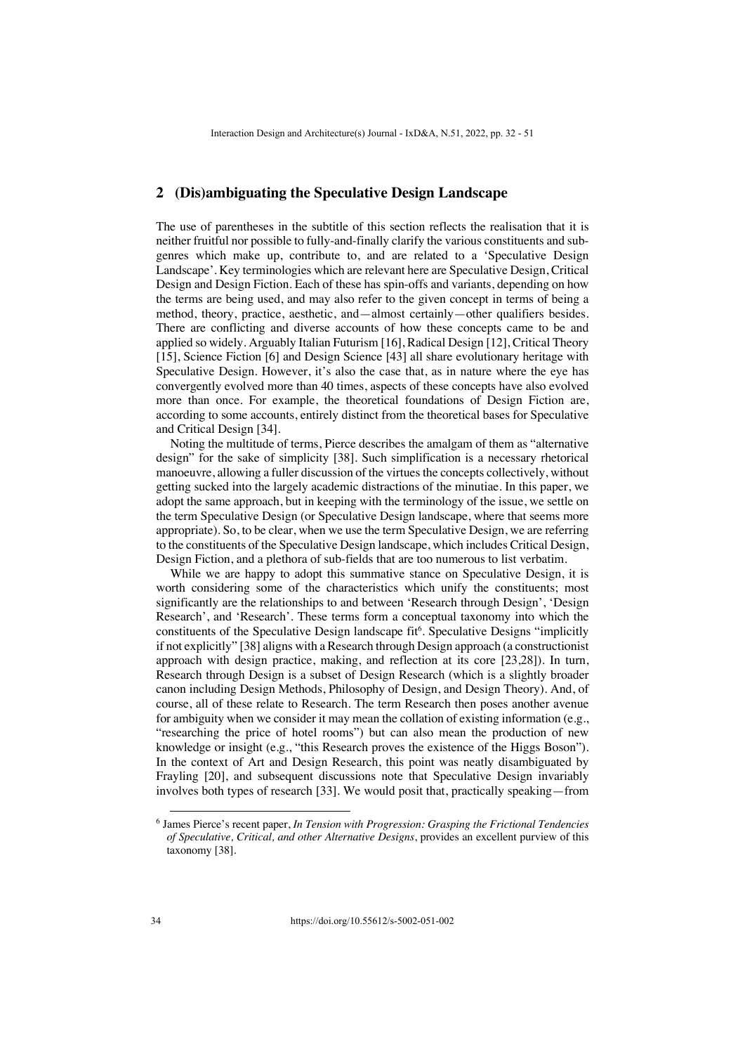## 2 (Dis)ambiguating the Speculative Design Landscape

The use of parentheses in the subtitle of this section reflects the realisation that it is neither fruitful nor possible to fully-and-finally clarify the various constituents and sub-genres which make up, contribute to, and are related to a 'Speculative Design Landscape'. Key terminologies which are relevant here are Speculative Design, Critical Design and Design Fiction. Each of these has spin-offs and variants, depending on how the terms are being used, and may also refer to the given concept in terms of being a method, theory, practice, aesthetic, and—almost certainly—other qualifiers besides. There are conflicting and diverse accounts of how these concepts came to be and applied so widely. Arguably Italian Futurism [16], Radical Design [12], Critical Theory [15], Science Fiction [6] and Design Science [43] all share evolutionary heritage with Speculative Design. However, it's also the case that, as in nature where the eye has convergently evolved more than 40 times, aspects of these concepts have also evolved more than once. For example, the theoretical foundations of Design Fiction are, according to some accounts, entirely distinct from the theoretical bases for Speculative and Critical Design [34].

Noting the multitude of terms, Pierce describes the amalgam of them as "alternative design" for the sake of simplicity [38]. Such simplification is a necessary rhetorical manoeuvre, allowing a fuller discussion of the virtues the concepts collectively, without getting sucked into the largely academic distractions of the minutiae. In this paper, we adopt the same approach, but in keeping with the terminology of the issue, we settle on the term Speculative Design (or Speculative Design landscape, where that seems more appropriate). So, to be clear, when we use the term Speculative Design, we are referring to the constituents of the Speculative Design landscape, which includes Critical Design, Design Fiction, and a plethora of sub-fields that are too numerous to list verbatim.

While we are happy to adopt this summative stance on Speculative Design, it is worth considering some of the characteristics which unify the constituents; most significantly are the relationships to and between 'Research through Design', 'Design Research', and 'Research'. These terms form a conceptual taxonomy into which the constituents of the Speculative Design landscape fit[6]. Speculative Designs "implicitly if not explicitly" [38] aligns with a Research through Design approach (a constructionist approach with design practice, making, and reflection at its core [23,28]). In turn, Research through Design is a subset of Design Research (which is a slightly broader canon including Design Methods, Philosophy of Design, and Design Theory). And, of course, all of these relate to Research. The term Research then poses another avenue for ambiguity when we consider it may mean the collation of existing information (e.g., "researching the price of hotel rooms") but can also mean the production of new knowledge or insight (e.g., "this Research proves the existence of the Higgs Boson"). In the context of Art and Design Research, this point was neatly disambiguated by Frayling [20], and subsequent discussions note that Speculative Design invariably involves both types of research [33]. We would posit that, practically speaking—from

[6] James Pierce's recent paper, *In Tension with Progression: Grasping the Frictional Tendencies of Speculative, Critical, and other Alternative Designs*, provides an excellent purview of this taxonomy [38].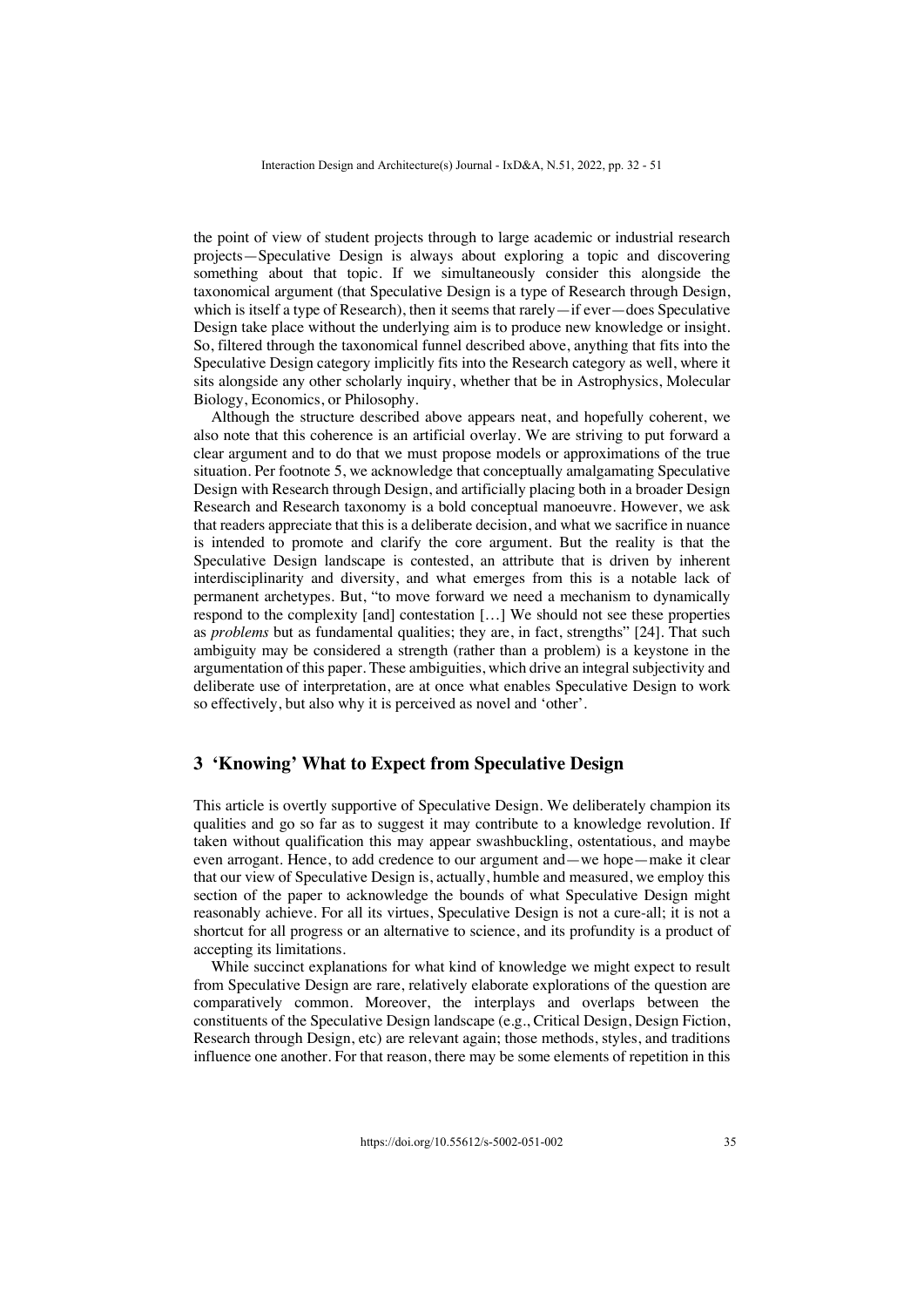the point of view of student projects through to large academic or industrial research projects—Speculative Design is always about exploring a topic and discovering something about that topic. If we simultaneously consider this alongside the taxonomical argument (that Speculative Design is a type of Research through Design, which is itself a type of Research), then it seems that rarely—if ever—does Speculative Design take place without the underlying aim is to produce new knowledge or insight. So, filtered through the taxonomical funnel described above, anything that fits into the Speculative Design category implicitly fits into the Research category as well, where it sits alongside any other scholarly inquiry, whether that be in Astrophysics, Molecular Biology, Economics, or Philosophy.

Although the structure described above appears neat, and hopefully coherent, we also note that this coherence is an artificial overlay. We are striving to put forward a clear argument and to do that we must propose models or approximations of the true situation. Per footnote 5, we acknowledge that conceptually amalgamating Speculative Design with Research through Design, and artificially placing both in a broader Design Research and Research taxonomy is a bold conceptual manoeuvre. However, we ask that readers appreciate that this is a deliberate decision, and what we sacrifice in nuance is intended to promote and clarify the core argument. But the reality is that the Speculative Design landscape is contested, an attribute that is driven by inherent interdisciplinarity and diversity, and what emerges from this is a notable lack of permanent archetypes. But, "to move forward we need a mechanism to dynamically respond to the complexity [and] contestation […] We should not see these properties as *problems* but as fundamental qualities; they are, in fact, strengths" [24]. That such ambiguity may be considered a strength (rather than a problem) is a keystone in the argumentation of this paper. These ambiguities, which drive an integral subjectivity and deliberate use of interpretation, are at once what enables Speculative Design to work so effectively, but also why it is perceived as novel and 'other'.

## 3 'Knowing' What to Expect from Speculative Design

This article is overtly supportive of Speculative Design. We deliberately champion its qualities and go so far as to suggest it may contribute to a knowledge revolution. If taken without qualification this may appear swashbuckling, ostentatious, and maybe even arrogant. Hence, to add credence to our argument and—we hope—make it clear that our view of Speculative Design is, actually, humble and measured, we employ this section of the paper to acknowledge the bounds of what Speculative Design might reasonably achieve. For all its virtues, Speculative Design is not a cure-all; it is not a shortcut for all progress or an alternative to science, and its profundity is a product of accepting its limitations.

While succinct explanations for what kind of knowledge we might expect to result from Speculative Design are rare, relatively elaborate explorations of the question are comparatively common. Moreover, the interplays and overlaps between the constituents of the Speculative Design landscape (e.g., Critical Design, Design Fiction, Research through Design, etc) are relevant again; those methods, styles, and traditions influence one another. For that reason, there may be some elements of repetition in this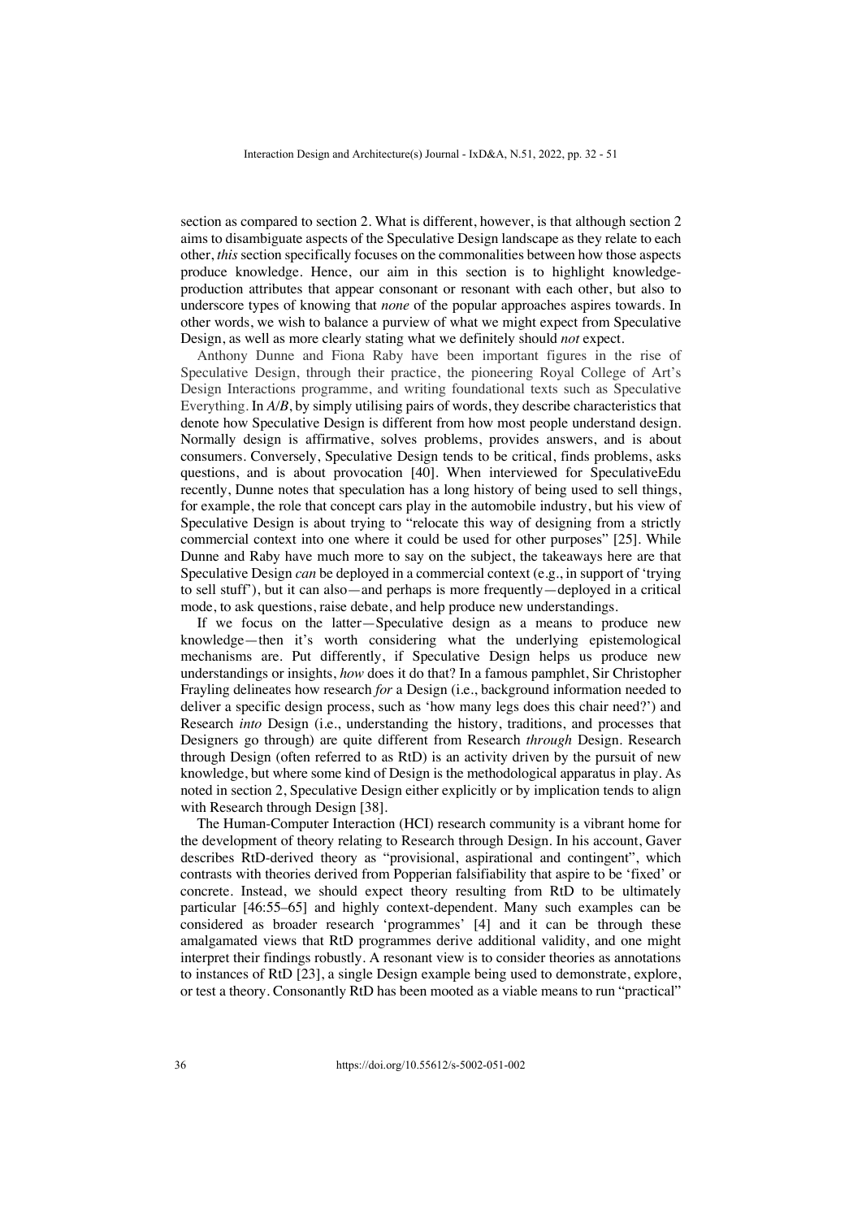section as compared to section 2. What is different, however, is that although section 2 aims to disambiguate aspects of the Speculative Design landscape as they relate to each other, *this* section specifically focuses on the commonalities between how those aspects produce knowledge. Hence, our aim in this section is to highlight knowledge-production attributes that appear consonant or resonant with each other, but also to underscore types of knowing that *none* of the popular approaches aspires towards. In other words, we wish to balance a purview of what we might expect from Speculative Design, as well as more clearly stating what we definitely should *not* expect.

Anthony Dunne and Fiona Raby have been important figures in the rise of Speculative Design, through their practice, the pioneering Royal College of Art's Design Interactions programme, and writing foundational texts such as Speculative Everything. In *A/B*, by simply utilising pairs of words, they describe characteristics that denote how Speculative Design is different from how most people understand design. Normally design is affirmative, solves problems, provides answers, and is about consumers. Conversely, Speculative Design tends to be critical, finds problems, asks questions, and is about provocation [40]. When interviewed for SpeculativeEdu recently, Dunne notes that speculation has a long history of being used to sell things, for example, the role that concept cars play in the automobile industry, but his view of Speculative Design is about trying to "relocate this way of designing from a strictly commercial context into one where it could be used for other purposes" [25]. While Dunne and Raby have much more to say on the subject, the takeaways here are that Speculative Design *can* be deployed in a commercial context (e.g., in support of 'trying to sell stuff'), but it can also—and perhaps is more frequently—deployed in a critical mode, to ask questions, raise debate, and help produce new understandings.

If we focus on the latter—Speculative design as a means to produce new knowledge—then it's worth considering what the underlying epistemological mechanisms are. Put differently, if Speculative Design helps us produce new understandings or insights, *how* does it do that? In a famous pamphlet, Sir Christopher Frayling delineates how research *for* a Design (i.e., background information needed to deliver a specific design process, such as 'how many legs does this chair need?') and Research *into* Design (i.e., understanding the history, traditions, and processes that Designers go through) are quite different from Research *through* Design. Research through Design (often referred to as RtD) is an activity driven by the pursuit of new knowledge, but where some kind of Design is the methodological apparatus in play. As noted in section 2, Speculative Design either explicitly or by implication tends to align with Research through Design [38].

The Human-Computer Interaction (HCI) research community is a vibrant home for the development of theory relating to Research through Design. In his account, Gaver describes RtD-derived theory as "provisional, aspirational and contingent", which contrasts with theories derived from Popperian falsifiability that aspire to be 'fixed' or concrete. Instead, we should expect theory resulting from RtD to be ultimately particular [46:55–65] and highly context-dependent. Many such examples can be considered as broader research 'programmes' [4] and it can be through these amalgamated views that RtD programmes derive additional validity, and one might interpret their findings robustly. A resonant view is to consider theories as annotations to instances of RtD [23], a single Design example being used to demonstrate, explore, or test a theory. Consonantly RtD has been mooted as a viable means to run "practical"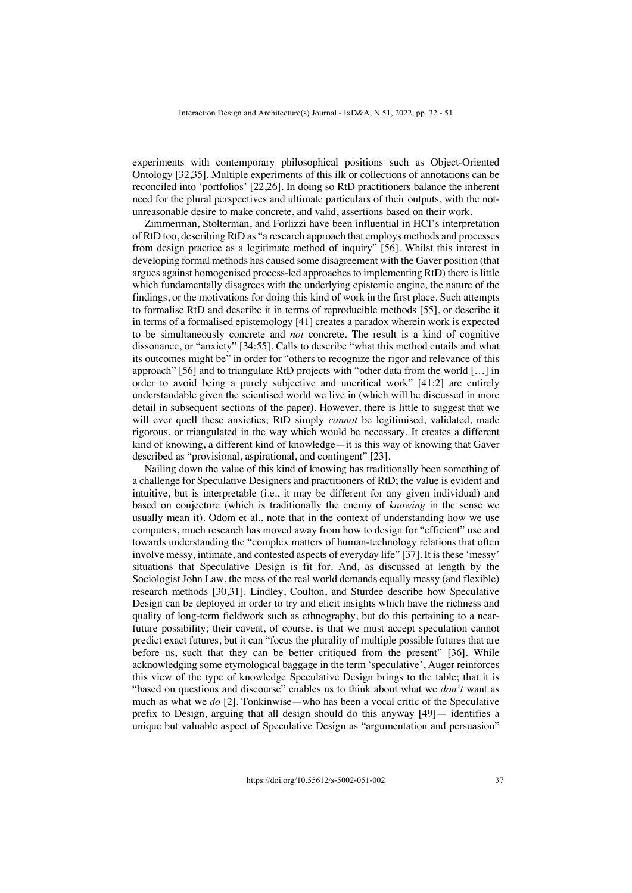experiments with contemporary philosophical positions such as Object-Oriented Ontology [32,35]. Multiple experiments of this ilk or collections of annotations can be reconciled into 'portfolios' [22,26]. In doing so RtD practitioners balance the inherent need for the plural perspectives and ultimate particulars of their outputs, with the not-unreasonable desire to make concrete, and valid, assertions based on their work.

Zimmerman, Stolterman, and Forlizzi have been influential in HCI's interpretation of RtD too, describing RtD as "a research approach that employs methods and processes from design practice as a legitimate method of inquiry" [56]. Whilst this interest in developing formal methods has caused some disagreement with the Gaver position (that argues against homogenised process-led approaches to implementing RtD) there is little which fundamentally disagrees with the underlying epistemic engine, the nature of the findings, or the motivations for doing this kind of work in the first place. Such attempts to formalise RtD and describe it in terms of reproducible methods [55], or describe it in terms of a formalised epistemology [41] creates a paradox wherein work is expected to be simultaneously concrete and *not* concrete. The result is a kind of cognitive dissonance, or "anxiety" [34:55]. Calls to describe "what this method entails and what its outcomes might be" in order for "others to recognize the rigor and relevance of this approach" [56] and to triangulate RtD projects with "other data from the world […] in order to avoid being a purely subjective and uncritical work" [41:2] are entirely understandable given the scientised world we live in (which will be discussed in more detail in subsequent sections of the paper). However, there is little to suggest that we will ever quell these anxieties; RtD simply *cannot* be legitimised, validated, made rigorous, or triangulated in the way which would be necessary. It creates a different kind of knowing, a different kind of knowledge—it is this way of knowing that Gaver described as "provisional, aspirational, and contingent" [23].

Nailing down the value of this kind of knowing has traditionally been something of a challenge for Speculative Designers and practitioners of RtD; the value is evident and intuitive, but is interpretable (i.e., it may be different for any given individual) and based on conjecture (which is traditionally the enemy of *knowing* in the sense we usually mean it). Odom et al., note that in the context of understanding how we use computers, much research has moved away from how to design for "efficient" use and towards understanding the "complex matters of human-technology relations that often involve messy, intimate, and contested aspects of everyday life" [37]. It is these 'messy' situations that Speculative Design is fit for. And, as discussed at length by the Sociologist John Law, the mess of the real world demands equally messy (and flexible) research methods [30,31]. Lindley, Coulton, and Sturdee describe how Speculative Design can be deployed in order to try and elicit insights which have the richness and quality of long-term fieldwork such as ethnography, but do this pertaining to a near-future possibility; their caveat, of course, is that we must accept speculation cannot predict exact futures, but it can "focus the plurality of multiple possible futures that are before us, such that they can be better critiqued from the present" [36]. While acknowledging some etymological baggage in the term 'speculative', Auger reinforces this view of the type of knowledge Speculative Design brings to the table; that it is "based on questions and discourse" enables us to think about what we *don't* want as much as what we *do* [2]. Tonkinwise—who has been a vocal critic of the Speculative prefix to Design, arguing that all design should do this anyway [49]— identifies a unique but valuable aspect of Speculative Design as "argumentation and persuasion"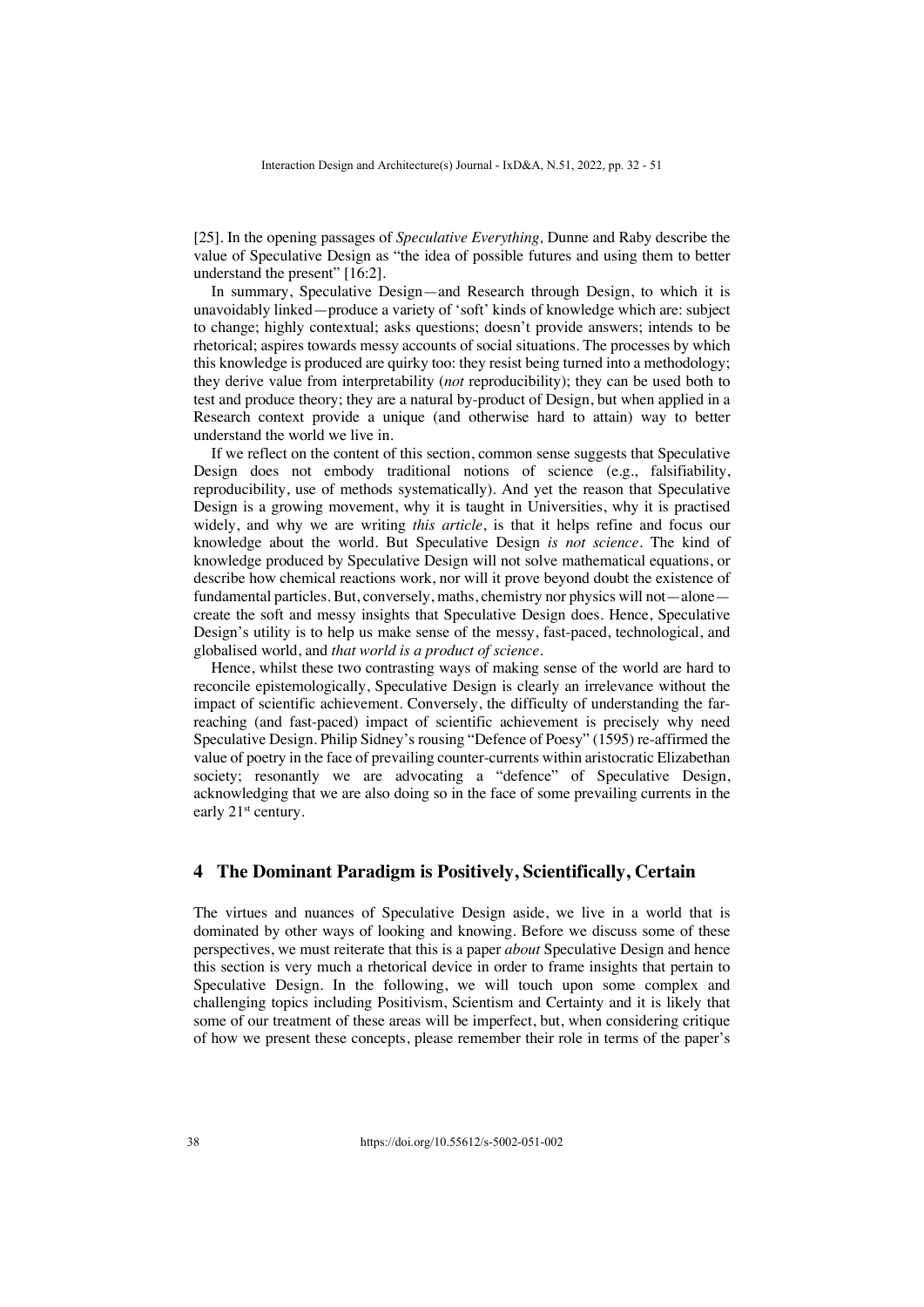[25]. In the opening passages of *Speculative Everything,* Dunne and Raby describe the value of Speculative Design as "the idea of possible futures and using them to better understand the present" [16:2].

In summary, Speculative Design—and Research through Design, to which it is unavoidably linked—produce a variety of 'soft' kinds of knowledge which are: subject to change; highly contextual; asks questions; doesn't provide answers; intends to be rhetorical; aspires towards messy accounts of social situations. The processes by which this knowledge is produced are quirky too: they resist being turned into a methodology; they derive value from interpretability (*not* reproducibility); they can be used both to test and produce theory; they are a natural by-product of Design, but when applied in a Research context provide a unique (and otherwise hard to attain) way to better understand the world we live in.

If we reflect on the content of this section, common sense suggests that Speculative Design does not embody traditional notions of science (e.g., falsifiability, reproducibility, use of methods systematically). And yet the reason that Speculative Design is a growing movement, why it is taught in Universities, why it is practised widely, and why we are writing *this article*, is that it helps refine and focus our knowledge about the world. But Speculative Design *is not science*. The kind of knowledge produced by Speculative Design will not solve mathematical equations, or describe how chemical reactions work, nor will it prove beyond doubt the existence of fundamental particles. But, conversely, maths, chemistry nor physics will not—alone—create the soft and messy insights that Speculative Design does. Hence, Speculative Design's utility is to help us make sense of the messy, fast-paced, technological, and globalised world, and *that world is a product of science*.

Hence, whilst these two contrasting ways of making sense of the world are hard to reconcile epistemologically, Speculative Design is clearly an irrelevance without the impact of scientific achievement. Conversely, the difficulty of understanding the far-reaching (and fast-paced) impact of scientific achievement is precisely why need Speculative Design. Philip Sidney's rousing "Defence of Poesy" (1595) re-affirmed the value of poetry in the face of prevailing counter-currents within aristocratic Elizabethan society; resonantly we are advocating a "defence" of Speculative Design, acknowledging that we are also doing so in the face of some prevailing currents in the early 21st century.

## 4 The Dominant Paradigm is Positively, Scientifically, Certain

The virtues and nuances of Speculative Design aside, we live in a world that is dominated by other ways of looking and knowing. Before we discuss some of these perspectives, we must reiterate that this is a paper *about* Speculative Design and hence this section is very much a rhetorical device in order to frame insights that pertain to Speculative Design. In the following, we will touch upon some complex and challenging topics including Positivism, Scientism and Certainty and it is likely that some of our treatment of these areas will be imperfect, but, when considering critique of how we present these concepts, please remember their role in terms of the paper's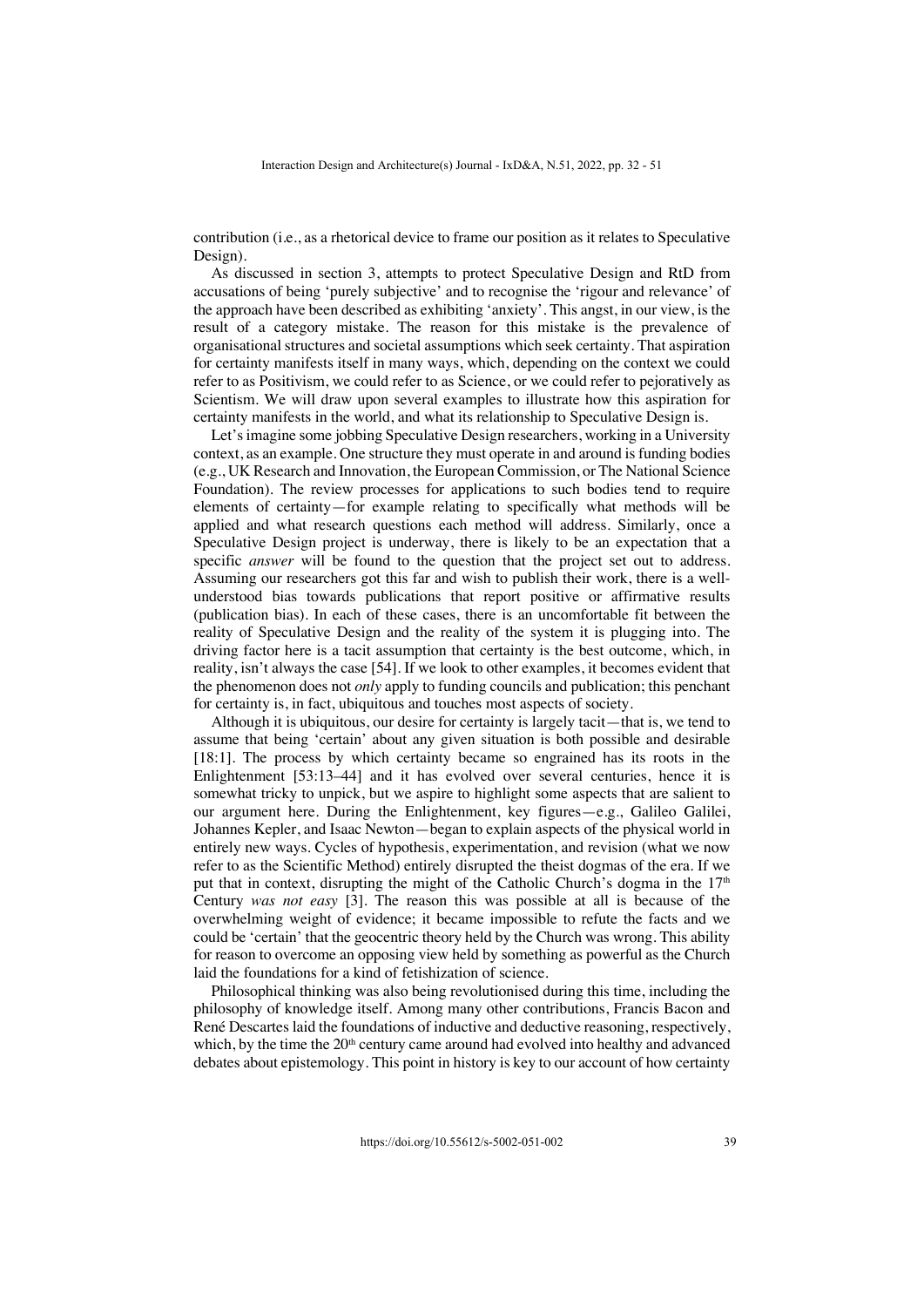contribution (i.e., as a rhetorical device to frame our position as it relates to Speculative Design).

As discussed in section 3, attempts to protect Speculative Design and RtD from accusations of being 'purely subjective' and to recognise the 'rigour and relevance' of the approach have been described as exhibiting 'anxiety'. This angst, in our view, is the result of a category mistake. The reason for this mistake is the prevalence of organisational structures and societal assumptions which seek certainty. That aspiration for certainty manifests itself in many ways, which, depending on the context we could refer to as Positivism, we could refer to as Science, or we could refer to pejoratively as Scientism. We will draw upon several examples to illustrate how this aspiration for certainty manifests in the world, and what its relationship to Speculative Design is.

Let's imagine some jobbing Speculative Design researchers, working in a University context, as an example. One structure they must operate in and around is funding bodies (e.g., UK Research and Innovation, the European Commission, or The National Science Foundation). The review processes for applications to such bodies tend to require elements of certainty—for example relating to specifically what methods will be applied and what research questions each method will address. Similarly, once a Speculative Design project is underway, there is likely to be an expectation that a specific *answer* will be found to the question that the project set out to address. Assuming our researchers got this far and wish to publish their work, there is a well-understood bias towards publications that report positive or affirmative results (publication bias). In each of these cases, there is an uncomfortable fit between the reality of Speculative Design and the reality of the system it is plugging into. The driving factor here is a tacit assumption that certainty is the best outcome, which, in reality, isn't always the case [54]. If we look to other examples, it becomes evident that the phenomenon does not *only* apply to funding councils and publication; this penchant for certainty is, in fact, ubiquitous and touches most aspects of society.

Although it is ubiquitous, our desire for certainty is largely tacit—that is, we tend to assume that being 'certain' about any given situation is both possible and desirable [18:1]. The process by which certainty became so engrained has its roots in the Enlightenment [53:13–44] and it has evolved over several centuries, hence it is somewhat tricky to unpick, but we aspire to highlight some aspects that are salient to our argument here. During the Enlightenment, key figures—e.g., Galileo Galilei, Johannes Kepler, and Isaac Newton—began to explain aspects of the physical world in entirely new ways. Cycles of hypothesis, experimentation, and revision (what we now refer to as the Scientific Method) entirely disrupted the theist dogmas of the era. If we put that in context, disrupting the might of the Catholic Church's dogma in the 17th Century *was not easy* [3]. The reason this was possible at all is because of the overwhelming weight of evidence; it became impossible to refute the facts and we could be 'certain' that the geocentric theory held by the Church was wrong. This ability for reason to overcome an opposing view held by something as powerful as the Church laid the foundations for a kind of fetishization of science.

Philosophical thinking was also being revolutionised during this time, including the philosophy of knowledge itself. Among many other contributions, Francis Bacon and René Descartes laid the foundations of inductive and deductive reasoning, respectively, which, by the time the 20th century came around had evolved into healthy and advanced debates about epistemology. This point in history is key to our account of how certainty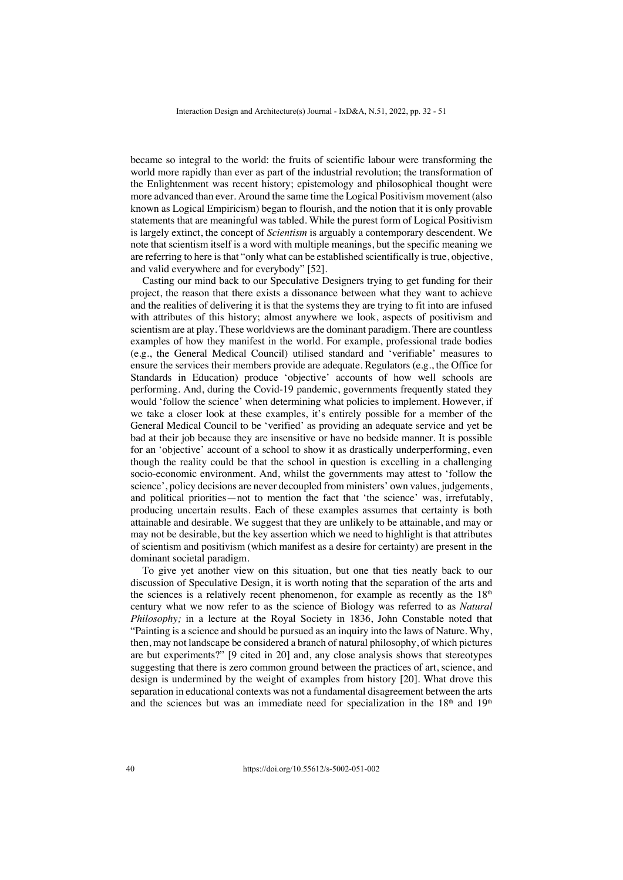became so integral to the world: the fruits of scientific labour were transforming the world more rapidly than ever as part of the industrial revolution; the transformation of the Enlightenment was recent history; epistemology and philosophical thought were more advanced than ever. Around the same time the Logical Positivism movement (also known as Logical Empiricism) began to flourish, and the notion that it is only provable statements that are meaningful was tabled. While the purest form of Logical Positivism is largely extinct, the concept of *Scientism* is arguably a contemporary descendent. We note that scientism itself is a word with multiple meanings, but the specific meaning we are referring to here is that "only what can be established scientifically is true, objective, and valid everywhere and for everybody" [52].

Casting our mind back to our Speculative Designers trying to get funding for their project, the reason that there exists a dissonance between what they want to achieve and the realities of delivering it is that the systems they are trying to fit into are infused with attributes of this history; almost anywhere we look, aspects of positivism and scientism are at play. These worldviews are the dominant paradigm. There are countless examples of how they manifest in the world. For example, professional trade bodies (e.g., the General Medical Council) utilised standard and 'verifiable' measures to ensure the services their members provide are adequate. Regulators (e.g., the Office for Standards in Education) produce 'objective' accounts of how well schools are performing. And, during the Covid-19 pandemic, governments frequently stated they would 'follow the science' when determining what policies to implement. However, if we take a closer look at these examples, it's entirely possible for a member of the General Medical Council to be 'verified' as providing an adequate service and yet be bad at their job because they are insensitive or have no bedside manner. It is possible for an 'objective' account of a school to show it as drastically underperforming, even though the reality could be that the school in question is excelling in a challenging socio-economic environment. And, whilst the governments may attest to 'follow the science', policy decisions are never decoupled from ministers' own values, judgements, and political priorities—not to mention the fact that 'the science' was, irrefutably, producing uncertain results. Each of these examples assumes that certainty is both attainable and desirable. We suggest that they are unlikely to be attainable, and may or may not be desirable, but the key assertion which we need to highlight is that attributes of scientism and positivism (which manifest as a desire for certainty) are present in the dominant societal paradigm.

To give yet another view on this situation, but one that ties neatly back to our discussion of Speculative Design, it is worth noting that the separation of the arts and the sciences is a relatively recent phenomenon, for example as recently as the 18th century what we now refer to as the science of Biology was referred to as *Natural Philosophy;* in a lecture at the Royal Society in 1836, John Constable noted that "Painting is a science and should be pursued as an inquiry into the laws of Nature. Why, then, may not landscape be considered a branch of natural philosophy, of which pictures are but experiments?" [9 cited in 20] and, any close analysis shows that stereotypes suggesting that there is zero common ground between the practices of art, science, and design is undermined by the weight of examples from history [20]. What drove this separation in educational contexts was not a fundamental disagreement between the arts and the sciences but was an immediate need for specialization in the 18th and 19th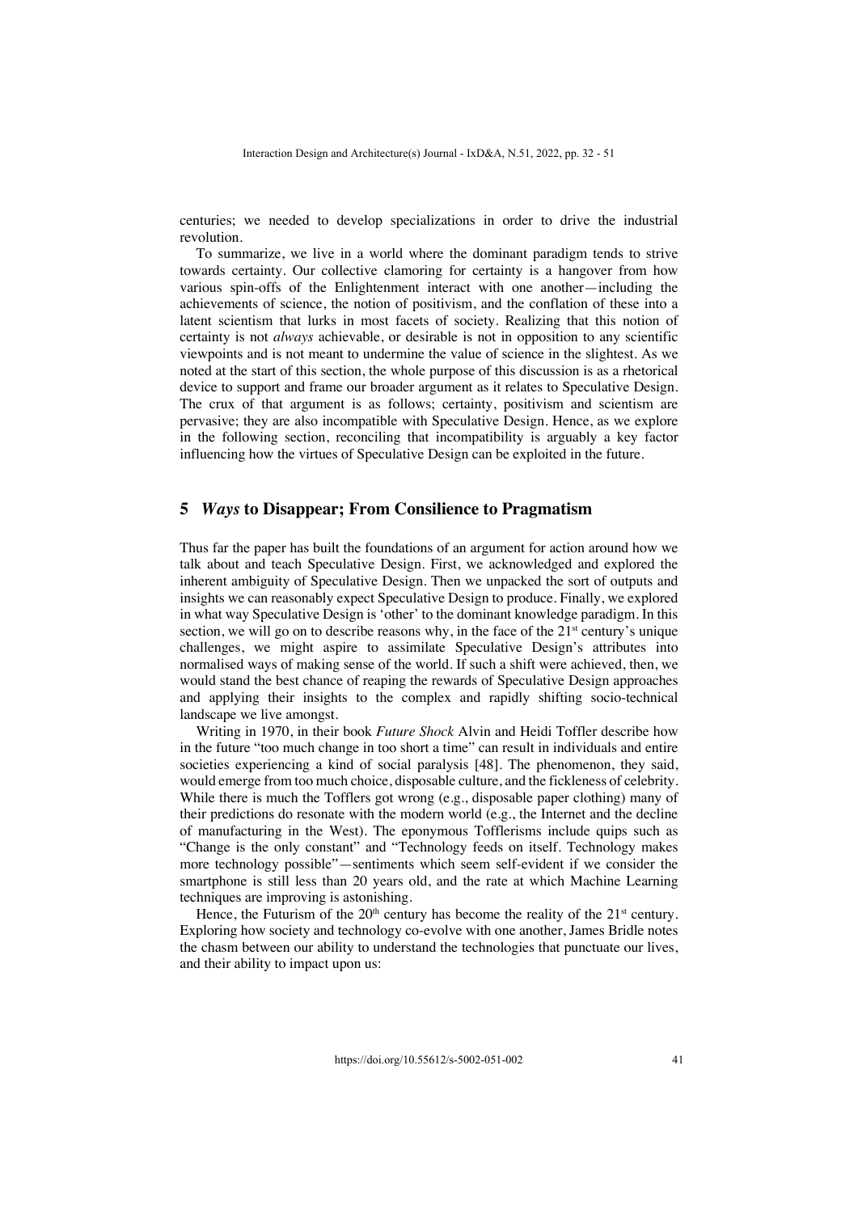centuries; we needed to develop specializations in order to drive the industrial revolution.

To summarize, we live in a world where the dominant paradigm tends to strive towards certainty. Our collective clamoring for certainty is a hangover from how various spin-offs of the Enlightenment interact with one another—including the achievements of science, the notion of positivism, and the conflation of these into a latent scientism that lurks in most facets of society. Realizing that this notion of certainty is not *always* achievable, or desirable is not in opposition to any scientific viewpoints and is not meant to undermine the value of science in the slightest. As we noted at the start of this section, the whole purpose of this discussion is as a rhetorical device to support and frame our broader argument as it relates to Speculative Design. The crux of that argument is as follows; certainty, positivism and scientism are pervasive; they are also incompatible with Speculative Design. Hence, as we explore in the following section, reconciling that incompatibility is arguably a key factor influencing how the virtues of Speculative Design can be exploited in the future.

## 5 *Ways* to Disappear; From Consilience to Pragmatism

Thus far the paper has built the foundations of an argument for action around how we talk about and teach Speculative Design. First, we acknowledged and explored the inherent ambiguity of Speculative Design. Then we unpacked the sort of outputs and insights we can reasonably expect Speculative Design to produce. Finally, we explored in what way Speculative Design is 'other' to the dominant knowledge paradigm. In this section, we will go on to describe reasons why, in the face of the 21st century's unique challenges, we might aspire to assimilate Speculative Design's attributes into normalised ways of making sense of the world. If such a shift were achieved, then, we would stand the best chance of reaping the rewards of Speculative Design approaches and applying their insights to the complex and rapidly shifting socio-technical landscape we live amongst.

Writing in 1970, in their book *Future Shock* Alvin and Heidi Toffler describe how in the future "too much change in too short a time" can result in individuals and entire societies experiencing a kind of social paralysis [48]. The phenomenon, they said, would emerge from too much choice, disposable culture, and the fickleness of celebrity. While there is much the Tofflers got wrong (e.g., disposable paper clothing) many of their predictions do resonate with the modern world (e.g., the Internet and the decline of manufacturing in the West). The eponymous Tofflerisms include quips such as "Change is the only constant" and "Technology feeds on itself. Technology makes more technology possible"—sentiments which seem self-evident if we consider the smartphone is still less than 20 years old, and the rate at which Machine Learning techniques are improving is astonishing.

Hence, the Futurism of the 20th century has become the reality of the 21st century. Exploring how society and technology co-evolve with one another, James Bridle notes the chasm between our ability to understand the technologies that punctuate our lives, and their ability to impact upon us: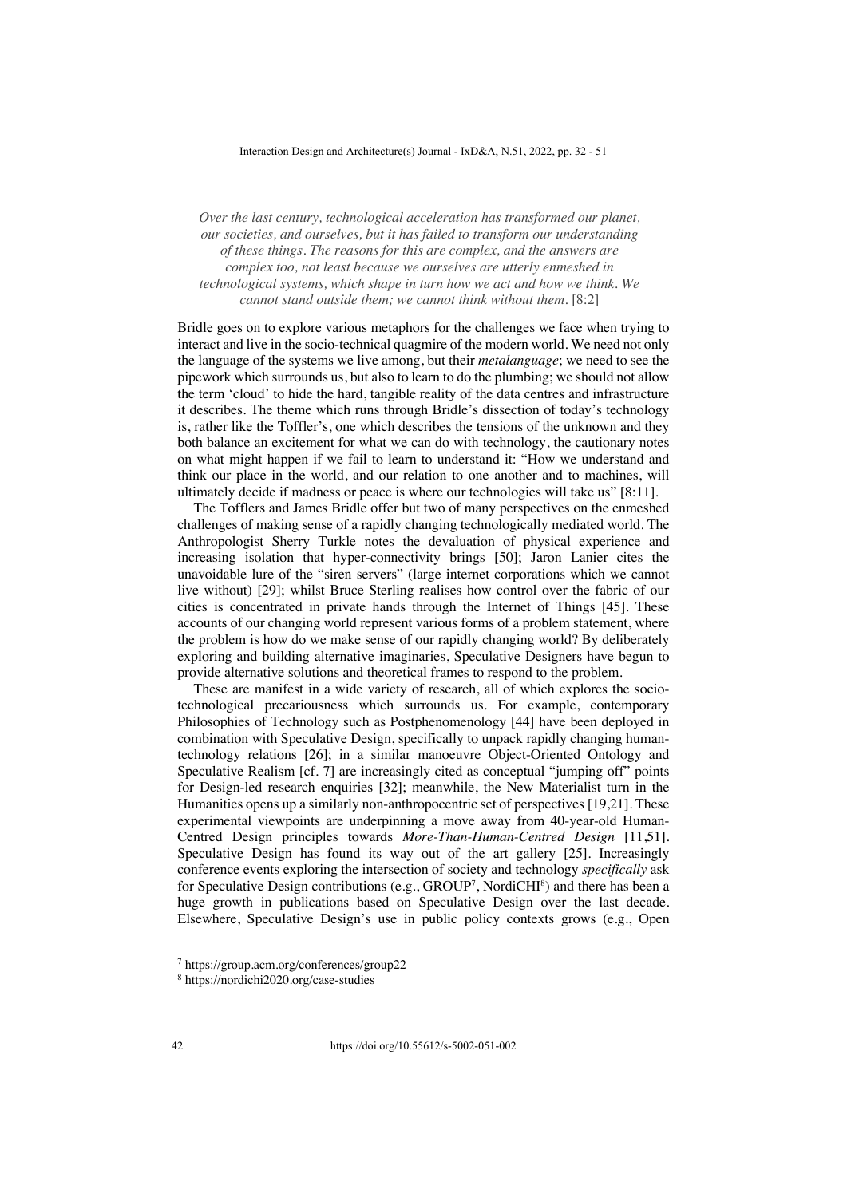*Over the last century, technological acceleration has transformed our planet, our societies, and ourselves, but it has failed to transform our understanding of these things. The reasons for this are complex, and the answers are complex too, not least because we ourselves are utterly enmeshed in technological systems, which shape in turn how we act and how we think. We cannot stand outside them; we cannot think without them.* [8:2]

Bridle goes on to explore various metaphors for the challenges we face when trying to interact and live in the socio-technical quagmire of the modern world. We need not only the language of the systems we live among, but their *metalanguage*; we need to see the pipework which surrounds us, but also to learn to do the plumbing; we should not allow the term 'cloud' to hide the hard, tangible reality of the data centres and infrastructure it describes. The theme which runs through Bridle's dissection of today's technology is, rather like the Toffler's, one which describes the tensions of the unknown and they both balance an excitement for what we can do with technology, the cautionary notes on what might happen if we fail to learn to understand it: "How we understand and think our place in the world, and our relation to one another and to machines, will ultimately decide if madness or peace is where our technologies will take us" [8:11].

The Tofflers and James Bridle offer but two of many perspectives on the enmeshed challenges of making sense of a rapidly changing technologically mediated world. The Anthropologist Sherry Turkle notes the devaluation of physical experience and increasing isolation that hyper-connectivity brings [50]; Jaron Lanier cites the unavoidable lure of the "siren servers" (large internet corporations which we cannot live without) [29]; whilst Bruce Sterling realises how control over the fabric of our cities is concentrated in private hands through the Internet of Things [45]. These accounts of our changing world represent various forms of a problem statement, where the problem is how do we make sense of our rapidly changing world? By deliberately exploring and building alternative imaginaries, Speculative Designers have begun to provide alternative solutions and theoretical frames to respond to the problem.

These are manifest in a wide variety of research, all of which explores the socio-technological precariousness which surrounds us. For example, contemporary Philosophies of Technology such as Postphenomenology [44] have been deployed in combination with Speculative Design, specifically to unpack rapidly changing human-technology relations [26]; in a similar manoeuvre Object-Oriented Ontology and Speculative Realism [cf. 7] are increasingly cited as conceptual "jumping off" points for Design-led research enquiries [32]; meanwhile, the New Materialist turn in the Humanities opens up a similarly non-anthropocentric set of perspectives [19,21]. These experimental viewpoints are underpinning a move away from 40-year-old Human-Centred Design principles towards *More-Than-Human-Centred Design* [11,51]. Speculative Design has found its way out of the art gallery [25]. Increasingly conference events exploring the intersection of society and technology *specifically* ask for Speculative Design contributions (e.g., GROUP[7], NordiCHI[8]) and there has been a huge growth in publications based on Speculative Design over the last decade. Elsewhere, Speculative Design's use in public policy contexts grows (e.g., Open

[7] https://group.acm.org/conferences/group22

[8] https://nordichi2020.org/case-studies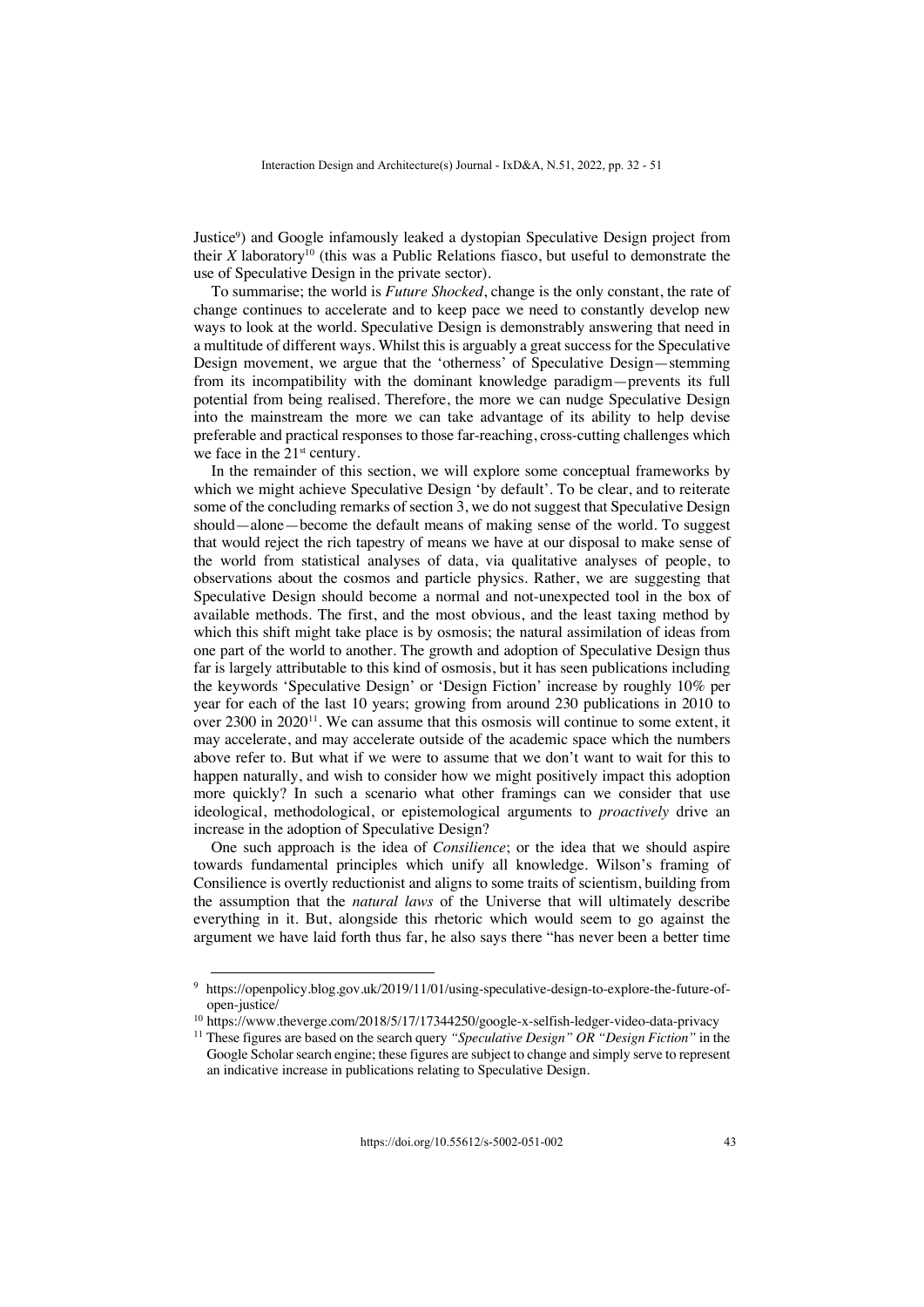Justice[9]) and Google infamously leaked a dystopian Speculative Design project from their *X* laboratory[10] (this was a Public Relations fiasco, but useful to demonstrate the use of Speculative Design in the private sector).

To summarise; the world is *Future Shocked*, change is the only constant, the rate of change continues to accelerate and to keep pace we need to constantly develop new ways to look at the world. Speculative Design is demonstrably answering that need in a multitude of different ways. Whilst this is arguably a great success for the Speculative Design movement, we argue that the 'otherness' of Speculative Design—stemming from its incompatibility with the dominant knowledge paradigm—prevents its full potential from being realised. Therefore, the more we can nudge Speculative Design into the mainstream the more we can take advantage of its ability to help devise preferable and practical responses to those far-reaching, cross-cutting challenges which we face in the 21st century.

In the remainder of this section, we will explore some conceptual frameworks by which we might achieve Speculative Design 'by default'. To be clear, and to reiterate some of the concluding remarks of section 3, we do not suggest that Speculative Design should—alone—become the default means of making sense of the world. To suggest that would reject the rich tapestry of means we have at our disposal to make sense of the world from statistical analyses of data, via qualitative analyses of people, to observations about the cosmos and particle physics. Rather, we are suggesting that Speculative Design should become a normal and not-unexpected tool in the box of available methods. The first, and the most obvious, and the least taxing method by which this shift might take place is by osmosis; the natural assimilation of ideas from one part of the world to another. The growth and adoption of Speculative Design thus far is largely attributable to this kind of osmosis, but it has seen publications including the keywords 'Speculative Design' or 'Design Fiction' increase by roughly 10% per year for each of the last 10 years; growing from around 230 publications in 2010 to over 2300 in 2020[11]. We can assume that this osmosis will continue to some extent, it may accelerate, and may accelerate outside of the academic space which the numbers above refer to. But what if we were to assume that we don't want to wait for this to happen naturally, and wish to consider how we might positively impact this adoption more quickly? In such a scenario what other framings can we consider that use ideological, methodological, or epistemological arguments to *proactively* drive an increase in the adoption of Speculative Design?

One such approach is the idea of *Consilience*; or the idea that we should aspire towards fundamental principles which unify all knowledge. Wilson's framing of Consilience is overtly reductionist and aligns to some traits of scientism, building from the assumption that the *natural laws* of the Universe that will ultimately describe everything in it. But, alongside this rhetoric which would seem to go against the argument we have laid forth thus far, he also says there "has never been a better time

[9] https://openpolicy.blog.gov.uk/2019/11/01/using-speculative-design-to-explore-the-future-of-open-justice/

[10] https://www.theverge.com/2018/5/17/17344250/google-x-selfish-ledger-video-data-privacy

[11] These figures are based on the search query *"Speculative Design" OR "Design Fiction"* in the Google Scholar search engine; these figures are subject to change and simply serve to represent an indicative increase in publications relating to Speculative Design.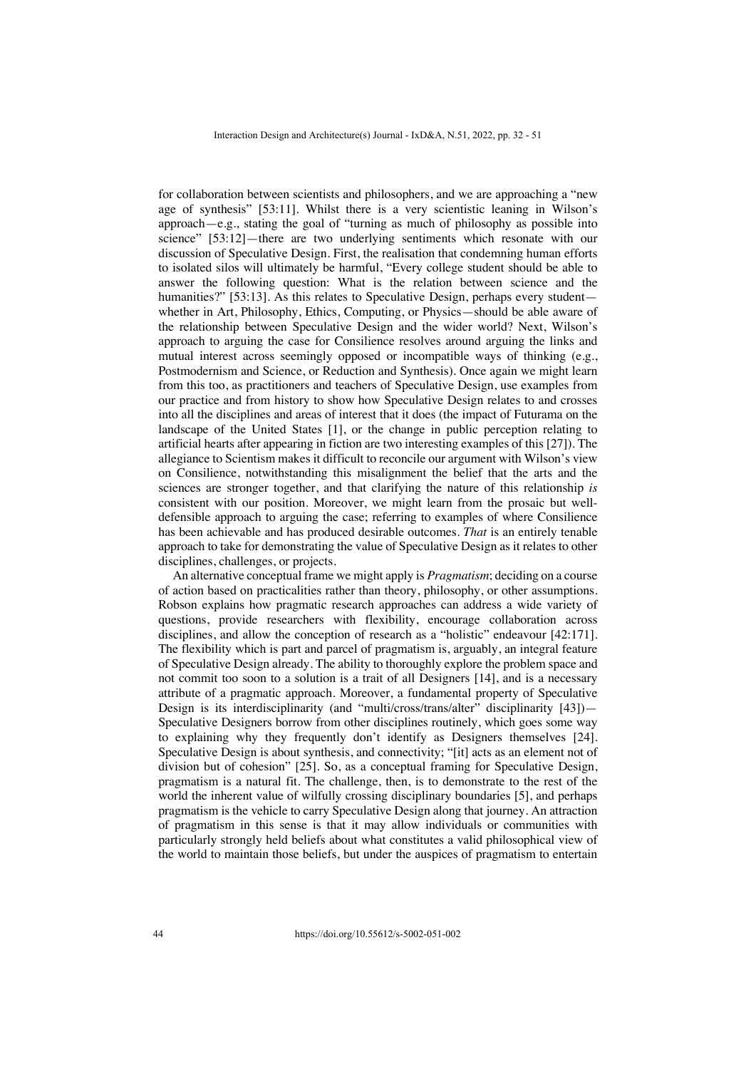for collaboration between scientists and philosophers, and we are approaching a "new age of synthesis" [53:11]. Whilst there is a very scientistic leaning in Wilson's approach—e.g., stating the goal of "turning as much of philosophy as possible into science" [53:12]—there are two underlying sentiments which resonate with our discussion of Speculative Design. First, the realisation that condemning human efforts to isolated silos will ultimately be harmful, "Every college student should be able to answer the following question: What is the relation between science and the humanities?" [53:13]. As this relates to Speculative Design, perhaps every student—whether in Art, Philosophy, Ethics, Computing, or Physics—should be able aware of the relationship between Speculative Design and the wider world? Next, Wilson's approach to arguing the case for Consilience resolves around arguing the links and mutual interest across seemingly opposed or incompatible ways of thinking (e.g., Postmodernism and Science, or Reduction and Synthesis). Once again we might learn from this too, as practitioners and teachers of Speculative Design, use examples from our practice and from history to show how Speculative Design relates to and crosses into all the disciplines and areas of interest that it does (the impact of Futurama on the landscape of the United States [1], or the change in public perception relating to artificial hearts after appearing in fiction are two interesting examples of this [27]). The allegiance to Scientism makes it difficult to reconcile our argument with Wilson's view on Consilience, notwithstanding this misalignment the belief that the arts and the sciences are stronger together, and that clarifying the nature of this relationship *is* consistent with our position. Moreover, we might learn from the prosaic but well-defensible approach to arguing the case; referring to examples of where Consilience has been achievable and has produced desirable outcomes. *That* is an entirely tenable approach to take for demonstrating the value of Speculative Design as it relates to other disciplines, challenges, or projects.

An alternative conceptual frame we might apply is *Pragmatism*; deciding on a course of action based on practicalities rather than theory, philosophy, or other assumptions. Robson explains how pragmatic research approaches can address a wide variety of questions, provide researchers with flexibility, encourage collaboration across disciplines, and allow the conception of research as a "holistic" endeavour [42:171]. The flexibility which is part and parcel of pragmatism is, arguably, an integral feature of Speculative Design already. The ability to thoroughly explore the problem space and not commit too soon to a solution is a trait of all Designers [14], and is a necessary attribute of a pragmatic approach. Moreover, a fundamental property of Speculative Design is its interdisciplinarity (and "multi/cross/trans/alter" disciplinarity [43])—Speculative Designers borrow from other disciplines routinely, which goes some way to explaining why they frequently don't identify as Designers themselves [24]. Speculative Design is about synthesis, and connectivity; "[it] acts as an element not of division but of cohesion" [25]. So, as a conceptual framing for Speculative Design, pragmatism is a natural fit. The challenge, then, is to demonstrate to the rest of the world the inherent value of wilfully crossing disciplinary boundaries [5], and perhaps pragmatism is the vehicle to carry Speculative Design along that journey. An attraction of pragmatism in this sense is that it may allow individuals or communities with particularly strongly held beliefs about what constitutes a valid philosophical view of the world to maintain those beliefs, but under the auspices of pragmatism to entertain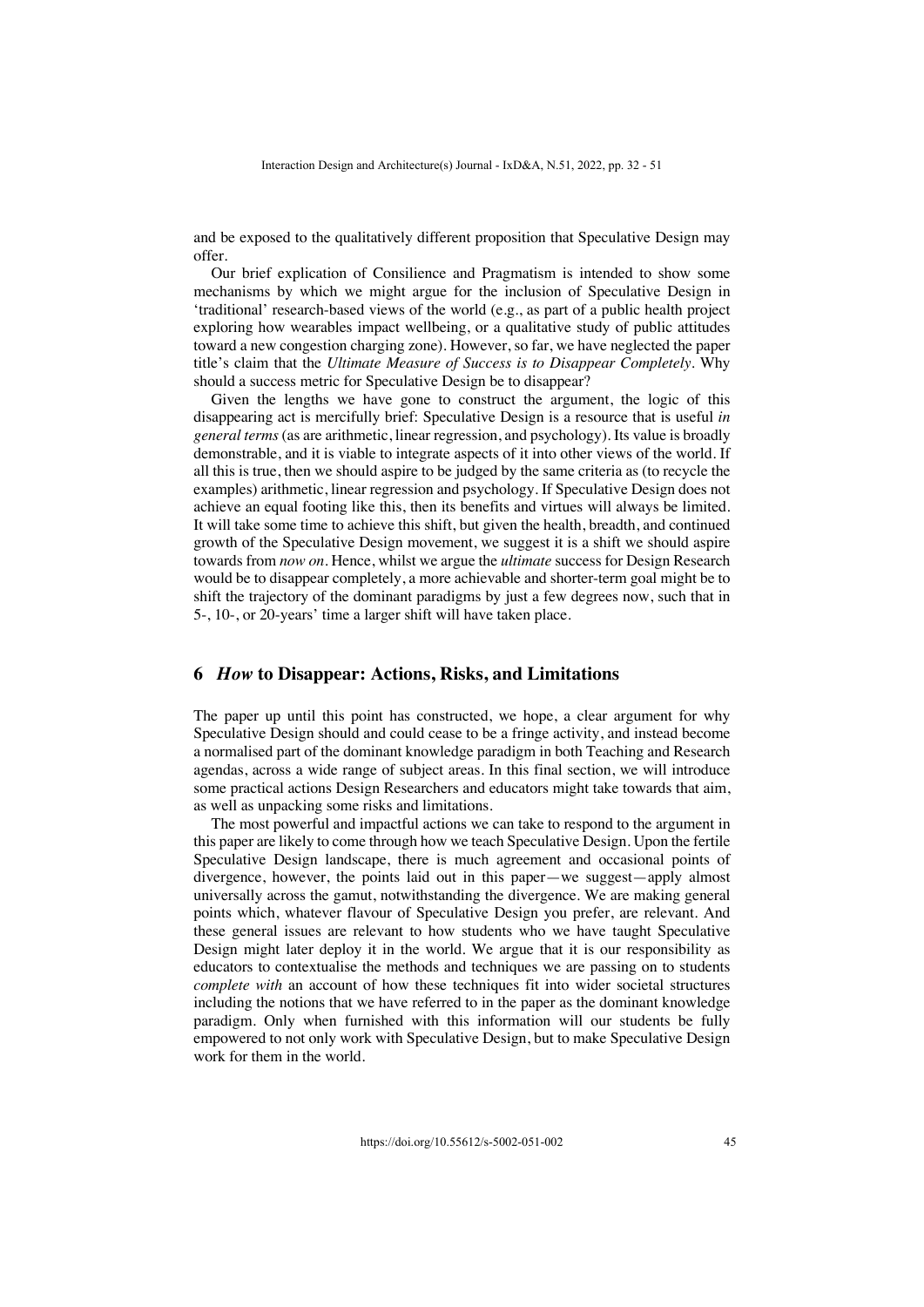and be exposed to the qualitatively different proposition that Speculative Design may offer.

Our brief explication of Consilience and Pragmatism is intended to show some mechanisms by which we might argue for the inclusion of Speculative Design in 'traditional' research-based views of the world (e.g., as part of a public health project exploring how wearables impact wellbeing, or a qualitative study of public attitudes toward a new congestion charging zone). However, so far, we have neglected the paper title's claim that the *Ultimate Measure of Success is to Disappear Completely*. Why should a success metric for Speculative Design be to disappear?

Given the lengths we have gone to construct the argument, the logic of this disappearing act is mercifully brief: Speculative Design is a resource that is useful *in general terms* (as are arithmetic, linear regression, and psychology). Its value is broadly demonstrable, and it is viable to integrate aspects of it into other views of the world. If all this is true, then we should aspire to be judged by the same criteria as (to recycle the examples) arithmetic, linear regression and psychology. If Speculative Design does not achieve an equal footing like this, then its benefits and virtues will always be limited. It will take some time to achieve this shift, but given the health, breadth, and continued growth of the Speculative Design movement, we suggest it is a shift we should aspire towards from *now on*. Hence, whilst we argue the *ultimate* success for Design Research would be to disappear completely, a more achievable and shorter-term goal might be to shift the trajectory of the dominant paradigms by just a few degrees now, such that in 5-, 10-, or 20-years' time a larger shift will have taken place.

## 6 *How* to Disappear: Actions, Risks, and Limitations

The paper up until this point has constructed, we hope, a clear argument for why Speculative Design should and could cease to be a fringe activity, and instead become a normalised part of the dominant knowledge paradigm in both Teaching and Research agendas, across a wide range of subject areas. In this final section, we will introduce some practical actions Design Researchers and educators might take towards that aim, as well as unpacking some risks and limitations.

The most powerful and impactful actions we can take to respond to the argument in this paper are likely to come through how we teach Speculative Design. Upon the fertile Speculative Design landscape, there is much agreement and occasional points of divergence, however, the points laid out in this paper—we suggest—apply almost universally across the gamut, notwithstanding the divergence. We are making general points which, whatever flavour of Speculative Design you prefer, are relevant. And these general issues are relevant to how students who we have taught Speculative Design might later deploy it in the world. We argue that it is our responsibility as educators to contextualise the methods and techniques we are passing on to students *complete with* an account of how these techniques fit into wider societal structures including the notions that we have referred to in the paper as the dominant knowledge paradigm. Only when furnished with this information will our students be fully empowered to not only work with Speculative Design, but to make Speculative Design work for them in the world.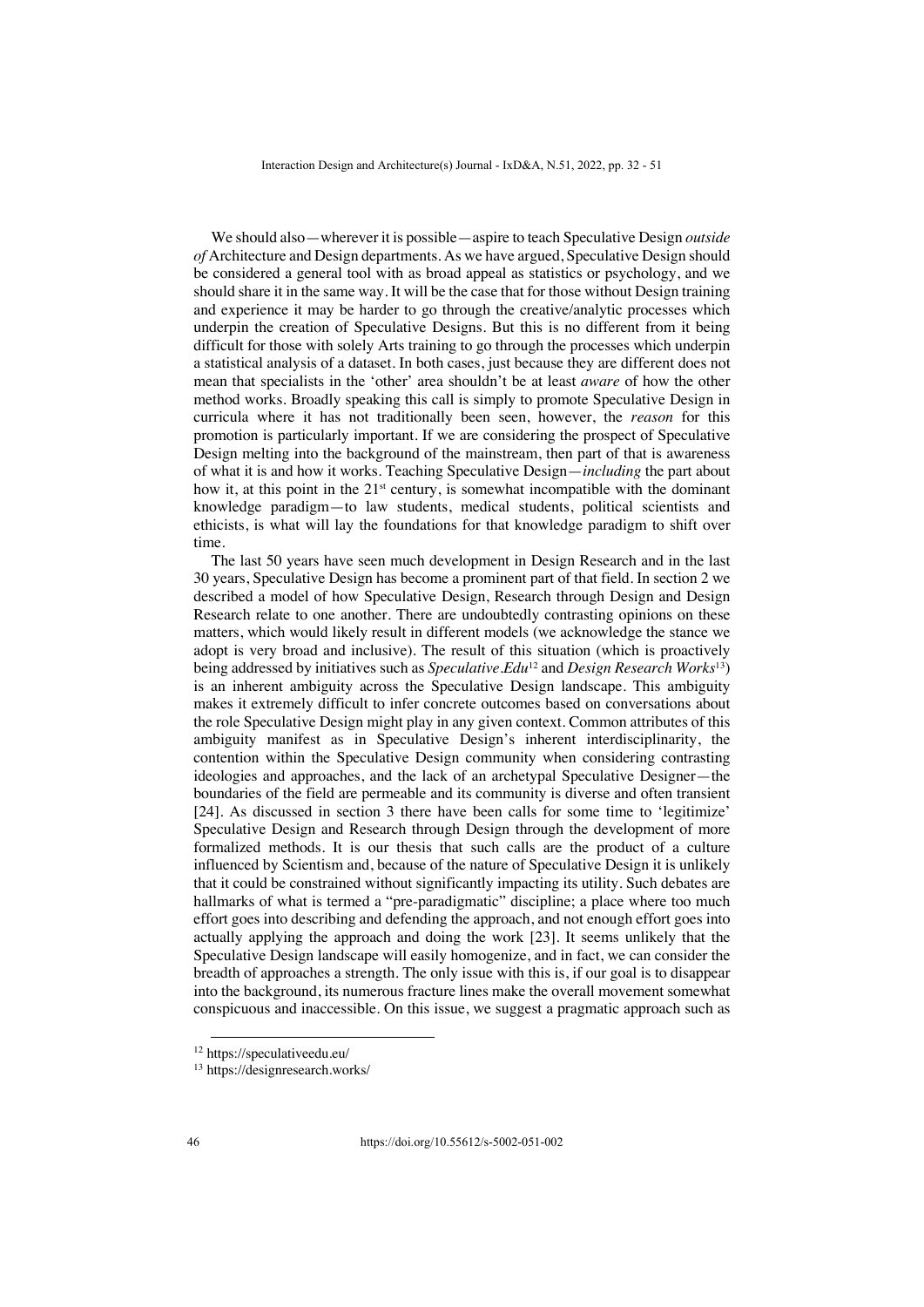We should also—wherever it is possible—aspire to teach Speculative Design *outside of* Architecture and Design departments. As we have argued, Speculative Design should be considered a general tool with as broad appeal as statistics or psychology, and we should share it in the same way. It will be the case that for those without Design training and experience it may be harder to go through the creative/analytic processes which underpin the creation of Speculative Designs. But this is no different from it being difficult for those with solely Arts training to go through the processes which underpin a statistical analysis of a dataset. In both cases, just because they are different does not mean that specialists in the 'other' area shouldn't be at least *aware* of how the other method works. Broadly speaking this call is simply to promote Speculative Design in curricula where it has not traditionally been seen, however, the *reason* for this promotion is particularly important. If we are considering the prospect of Speculative Design melting into the background of the mainstream, then part of that is awareness of what it is and how it works. Teaching Speculative Design—*including* the part about how it, at this point in the 21st century, is somewhat incompatible with the dominant knowledge paradigm—to law students, medical students, political scientists and ethicists, is what will lay the foundations for that knowledge paradigm to shift over time.

The last 50 years have seen much development in Design Research and in the last 30 years, Speculative Design has become a prominent part of that field. In section 2 we described a model of how Speculative Design, Research through Design and Design Research relate to one another. There are undoubtedly contrasting opinions on these matters, which would likely result in different models (we acknowledge the stance we adopt is very broad and inclusive). The result of this situation (which is proactively being addressed by initiatives such as *Speculative.Edu*[12] and *Design Research Works*[13]) is an inherent ambiguity across the Speculative Design landscape. This ambiguity makes it extremely difficult to infer concrete outcomes based on conversations about the role Speculative Design might play in any given context. Common attributes of this ambiguity manifest as in Speculative Design's inherent interdisciplinarity, the contention within the Speculative Design community when considering contrasting ideologies and approaches, and the lack of an archetypal Speculative Designer—the boundaries of the field are permeable and its community is diverse and often transient [24]. As discussed in section 3 there have been calls for some time to 'legitimize' Speculative Design and Research through Design through the development of more formalized methods. It is our thesis that such calls are the product of a culture influenced by Scientism and, because of the nature of Speculative Design it is unlikely that it could be constrained without significantly impacting its utility. Such debates are hallmarks of what is termed a "pre-paradigmatic" discipline; a place where too much effort goes into describing and defending the approach, and not enough effort goes into actually applying the approach and doing the work [23]. It seems unlikely that the Speculative Design landscape will easily homogenize, and in fact, we can consider the breadth of approaches a strength. The only issue with this is, if our goal is to disappear into the background, its numerous fracture lines make the overall movement somewhat conspicuous and inaccessible. On this issue, we suggest a pragmatic approach such as

[12] https://speculativeedu.eu/

[13] https://designresearch.works/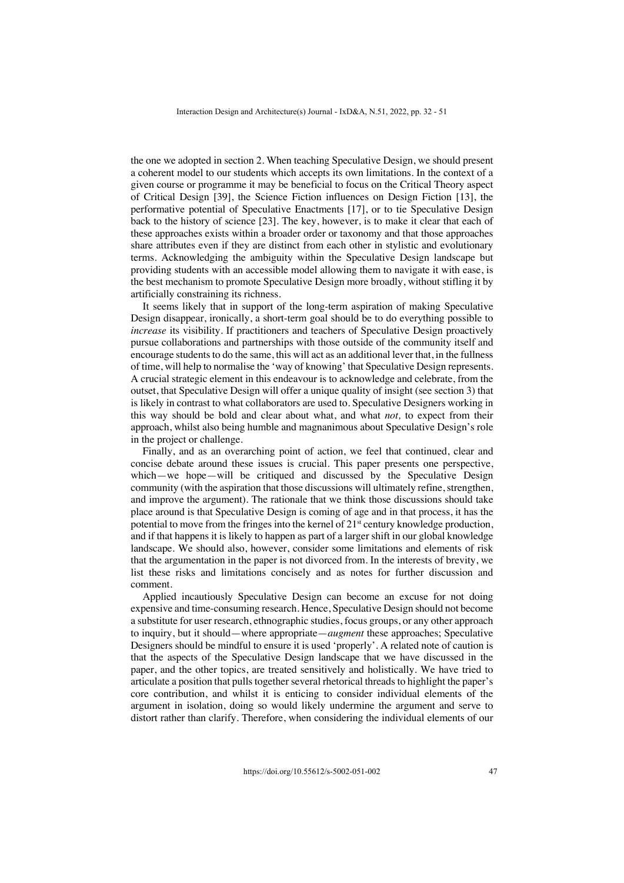the one we adopted in section 2. When teaching Speculative Design, we should present a coherent model to our students which accepts its own limitations. In the context of a given course or programme it may be beneficial to focus on the Critical Theory aspect of Critical Design [39], the Science Fiction influences on Design Fiction [13], the performative potential of Speculative Enactments [17], or to tie Speculative Design back to the history of science [23]. The key, however, is to make it clear that each of these approaches exists within a broader order or taxonomy and that those approaches share attributes even if they are distinct from each other in stylistic and evolutionary terms. Acknowledging the ambiguity within the Speculative Design landscape but providing students with an accessible model allowing them to navigate it with ease, is the best mechanism to promote Speculative Design more broadly, without stifling it by artificially constraining its richness.

It seems likely that in support of the long-term aspiration of making Speculative Design disappear, ironically, a short-term goal should be to do everything possible to *increase* its visibility. If practitioners and teachers of Speculative Design proactively pursue collaborations and partnerships with those outside of the community itself and encourage students to do the same, this will act as an additional lever that, in the fullness of time, will help to normalise the 'way of knowing' that Speculative Design represents. A crucial strategic element in this endeavour is to acknowledge and celebrate, from the outset, that Speculative Design will offer a unique quality of insight (see section 3) that is likely in contrast to what collaborators are used to. Speculative Designers working in this way should be bold and clear about what, and what *not,* to expect from their approach, whilst also being humble and magnanimous about Speculative Design's role in the project or challenge.

Finally, and as an overarching point of action, we feel that continued, clear and concise debate around these issues is crucial. This paper presents one perspective, which—we hope—will be critiqued and discussed by the Speculative Design community (with the aspiration that those discussions will ultimately refine, strengthen, and improve the argument). The rationale that we think those discussions should take place around is that Speculative Design is coming of age and in that process, it has the potential to move from the fringes into the kernel of 21st century knowledge production, and if that happens it is likely to happen as part of a larger shift in our global knowledge landscape. We should also, however, consider some limitations and elements of risk that the argumentation in the paper is not divorced from. In the interests of brevity, we list these risks and limitations concisely and as notes for further discussion and comment.

Applied incautiously Speculative Design can become an excuse for not doing expensive and time-consuming research. Hence, Speculative Design should not become a substitute for user research, ethnographic studies, focus groups, or any other approach to inquiry, but it should—where appropriate—*augment* these approaches; Speculative Designers should be mindful to ensure it is used 'properly'. A related note of caution is that the aspects of the Speculative Design landscape that we have discussed in the paper, and the other topics, are treated sensitively and holistically. We have tried to articulate a position that pulls together several rhetorical threads to highlight the paper's core contribution, and whilst it is enticing to consider individual elements of the argument in isolation, doing so would likely undermine the argument and serve to distort rather than clarify. Therefore, when considering the individual elements of our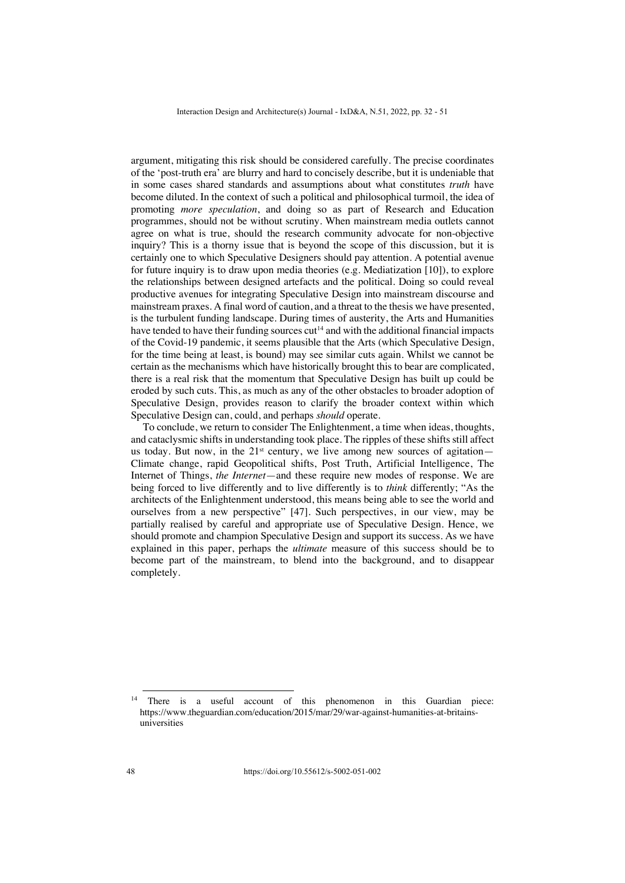argument, mitigating this risk should be considered carefully. The precise coordinates of the 'post-truth era' are blurry and hard to concisely describe, but it is undeniable that in some cases shared standards and assumptions about what constitutes *truth* have become diluted. In the context of such a political and philosophical turmoil, the idea of promoting *more speculation*, and doing so as part of Research and Education programmes, should not be without scrutiny. When mainstream media outlets cannot agree on what is true, should the research community advocate for non-objective inquiry? This is a thorny issue that is beyond the scope of this discussion, but it is certainly one to which Speculative Designers should pay attention. A potential avenue for future inquiry is to draw upon media theories (e.g. Mediatization [10]), to explore the relationships between designed artefacts and the political. Doing so could reveal productive avenues for integrating Speculative Design into mainstream discourse and mainstream praxes. A final word of caution, and a threat to the thesis we have presented, is the turbulent funding landscape. During times of austerity, the Arts and Humanities have tended to have their funding sources cut[14] and with the additional financial impacts of the Covid-19 pandemic, it seems plausible that the Arts (which Speculative Design, for the time being at least, is bound) may see similar cuts again. Whilst we cannot be certain as the mechanisms which have historically brought this to bear are complicated, there is a real risk that the momentum that Speculative Design has built up could be eroded by such cuts. This, as much as any of the other obstacles to broader adoption of Speculative Design, provides reason to clarify the broader context within which Speculative Design can, could, and perhaps *should* operate.

To conclude, we return to consider The Enlightenment, a time when ideas, thoughts, and cataclysmic shifts in understanding took place. The ripples of these shifts still affect us today. But now, in the 21st century, we live among new sources of agitation—Climate change, rapid Geopolitical shifts, Post Truth, Artificial Intelligence, The Internet of Things, *the Internet*—and these require new modes of response. We are being forced to live differently and to live differently is to *think* differently; "As the architects of the Enlightenment understood, this means being able to see the world and ourselves from a new perspective" [47]. Such perspectives, in our view, may be partially realised by careful and appropriate use of Speculative Design. Hence, we should promote and champion Speculative Design and support its success. As we have explained in this paper, perhaps the *ultimate* measure of this success should be to become part of the mainstream, to blend into the background, and to disappear completely.

---

[14] There is a useful account of this phenomenon in this Guardian piece: https://www.theguardian.com/education/2015/mar/29/war-against-humanities-at-britains-universities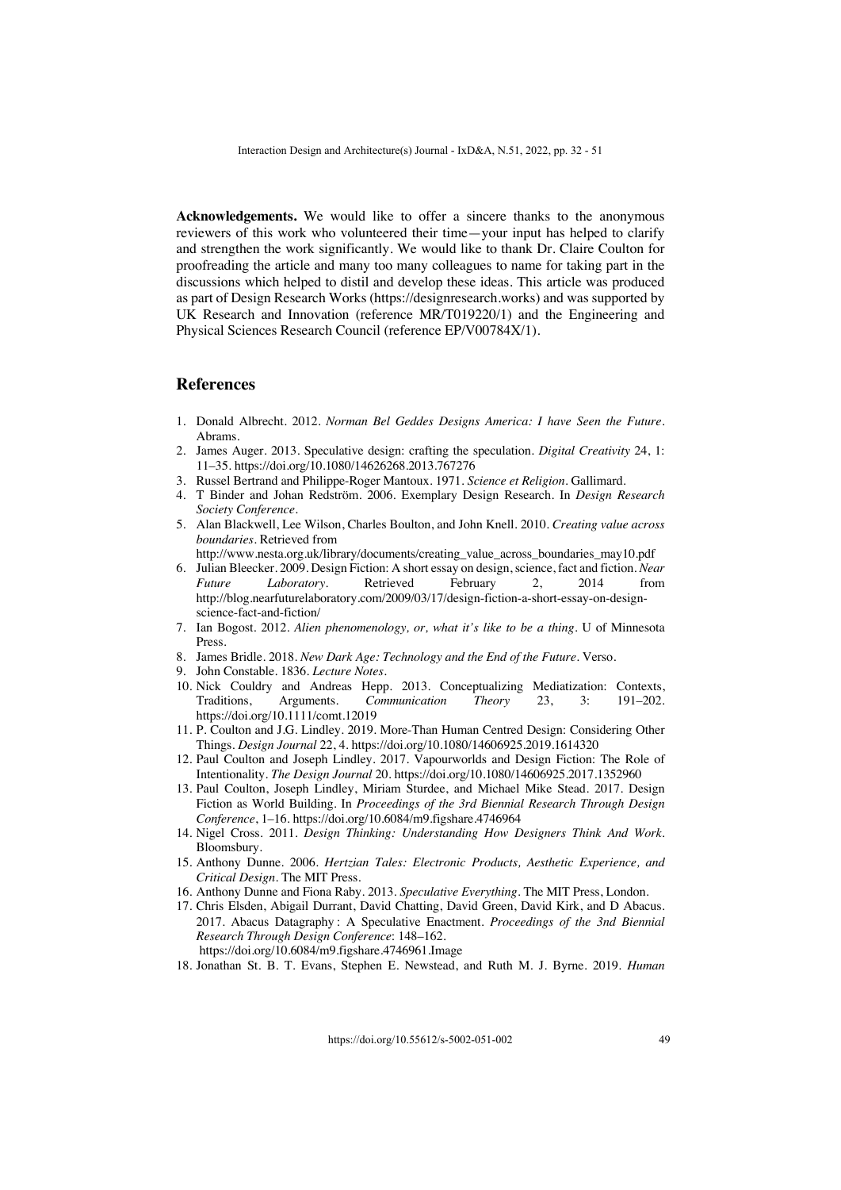**Acknowledgements.** We would like to offer a sincere thanks to the anonymous reviewers of this work who volunteered their time—your input has helped to clarify and strengthen the work significantly. We would like to thank Dr. Claire Coulton for proofreading the article and many too many colleagues to name for taking part in the discussions which helped to distil and develop these ideas. This article was produced as part of Design Research Works (https://designresearch.works) and was supported by UK Research and Innovation (reference MR/T019220/1) and the Engineering and Physical Sciences Research Council (reference EP/V00784X/1).

## References

1. Donald Albrecht. 2012. *Norman Bel Geddes Designs America: I have Seen the Future*. Abrams.
2. James Auger. 2013. Speculative design: crafting the speculation. *Digital Creativity* 24, 1: 11–35. https://doi.org/10.1080/14626268.2013.767276
3. Russel Bertrand and Philippe-Roger Mantoux. 1971. *Science et Religion*. Gallimard.
4. T Binder and Johan Redström. 2006. Exemplary Design Research. In *Design Research Society Conference*.
5. Alan Blackwell, Lee Wilson, Charles Boulton, and John Knell. 2010. *Creating value across boundaries*. Retrieved from http://www.nesta.org.uk/library/documents/creating_value_across_boundaries_may10.pdf
6. Julian Bleecker. 2009. Design Fiction: A short essay on design, science, fact and fiction. *Near Future Laboratory*. Retrieved February 2, 2014 from http://blog.nearfuturelaboratory.com/2009/03/17/design-fiction-a-short-essay-on-design-science-fact-and-fiction/
7. Ian Bogost. 2012. *Alien phenomenology, or, what it's like to be a thing*. U of Minnesota Press.
8. James Bridle. 2018. *New Dark Age: Technology and the End of the Future*. Verso.
9. John Constable. 1836. *Lecture Notes*.
10. Nick Couldry and Andreas Hepp. 2013. Conceptualizing Mediatization: Contexts, Traditions, Arguments. *Communication Theory* 23, 3: 191–202. https://doi.org/10.1111/comt.12019
11. P. Coulton and J.G. Lindley. 2019. More-Than Human Centred Design: Considering Other Things. *Design Journal* 22, 4. https://doi.org/10.1080/14606925.2019.1614320
12. Paul Coulton and Joseph Lindley. 2017. Vapourworlds and Design Fiction: The Role of Intentionality. *The Design Journal* 20. https://doi.org/10.1080/14606925.2017.1352960
13. Paul Coulton, Joseph Lindley, Miriam Sturdee, and Michael Mike Stead. 2017. Design Fiction as World Building. In *Proceedings of the 3rd Biennial Research Through Design Conference*, 1–16. https://doi.org/10.6084/m9.figshare.4746964
14. Nigel Cross. 2011. *Design Thinking: Understanding How Designers Think And Work*. Bloomsbury.
15. Anthony Dunne. 2006. *Hertzian Tales: Electronic Products, Aesthetic Experience, and Critical Design*. The MIT Press.
16. Anthony Dunne and Fiona Raby. 2013. *Speculative Everything*. The MIT Press, London.
17. Chris Elsden, Abigail Durrant, David Chatting, David Green, David Kirk, and D Abacus. 2017. Abacus Datagraphy : A Speculative Enactment. *Proceedings of the 3nd Biennial Research Through Design Conference*: 148–162. https://doi.org/10.6084/m9.figshare.4746961.Image
18. Jonathan St. B. T. Evans, Stephen E. Newstead, and Ruth M. J. Byrne. 2019. *Human*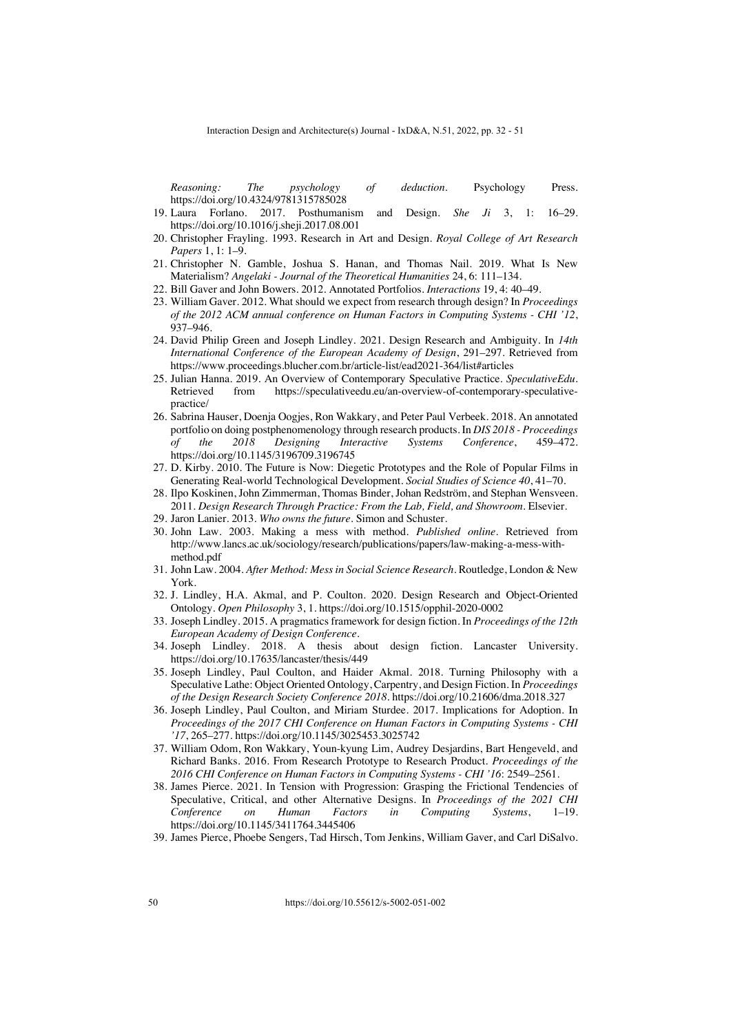*Reasoning: The psychology of deduction*. Psychology Press. https://doi.org/10.4324/9781315785028

19. Laura Forlano. 2017. Posthumanism and Design. *She Ji* 3, 1: 16–29. https://doi.org/10.1016/j.sheji.2017.08.001
20. Christopher Frayling. 1993. Research in Art and Design. *Royal College of Art Research Papers* 1, 1: 1–9.
21. Christopher N. Gamble, Joshua S. Hanan, and Thomas Nail. 2019. What Is New Materialism? *Angelaki - Journal of the Theoretical Humanities* 24, 6: 111–134.
22. Bill Gaver and John Bowers. 2012. Annotated Portfolios. *Interactions* 19, 4: 40–49.
23. William Gaver. 2012. What should we expect from research through design? In *Proceedings of the 2012 ACM annual conference on Human Factors in Computing Systems - CHI '12*, 937–946.
24. David Philip Green and Joseph Lindley. 2021. Design Research and Ambiguity. In *14th International Conference of the European Academy of Design*, 291–297. Retrieved from https://www.proceedings.blucher.com.br/article-list/ead2021-364/list#articles
25. Julian Hanna. 2019. An Overview of Contemporary Speculative Practice. *SpeculativeEdu*. Retrieved from https://speculativeedu.eu/an-overview-of-contemporary-speculative-practice/
26. Sabrina Hauser, Doenja Oogjes, Ron Wakkary, and Peter Paul Verbeek. 2018. An annotated portfolio on doing postphenomenology through research products. In *DIS 2018 - Proceedings of the 2018 Designing Interactive Systems Conference*, 459–472. https://doi.org/10.1145/3196709.3196745
27. D. Kirby. 2010. The Future is Now: Diegetic Prototypes and the Role of Popular Films in Generating Real-world Technological Development. *Social Studies of Science 40*, 41–70.
28. Ilpo Koskinen, John Zimmerman, Thomas Binder, Johan Redström, and Stephan Wensveen. 2011. *Design Research Through Practice: From the Lab, Field, and Showroom*. Elsevier.
29. Jaron Lanier. 2013. *Who owns the future*. Simon and Schuster.
30. John Law. 2003. Making a mess with method. *Published online*. Retrieved from http://www.lancs.ac.uk/sociology/research/publications/papers/law-making-a-mess-with-method.pdf
31. John Law. 2004. *After Method: Mess in Social Science Research*. Routledge, London & New York.
32. J. Lindley, H.A. Akmal, and P. Coulton. 2020. Design Research and Object-Oriented Ontology. *Open Philosophy* 3, 1. https://doi.org/10.1515/opphil-2020-0002
33. Joseph Lindley. 2015. A pragmatics framework for design fiction. In *Proceedings of the 12th European Academy of Design Conference*.
34. Joseph Lindley. 2018. A thesis about design fiction. Lancaster University. https://doi.org/10.17635/lancaster/thesis/449
35. Joseph Lindley, Paul Coulton, and Haider Akmal. 2018. Turning Philosophy with a Speculative Lathe: Object Oriented Ontology, Carpentry, and Design Fiction. In *Proceedings of the Design Research Society Conference 2018*. https://doi.org/10.21606/dma.2018.327
36. Joseph Lindley, Paul Coulton, and Miriam Sturdee. 2017. Implications for Adoption. In *Proceedings of the 2017 CHI Conference on Human Factors in Computing Systems - CHI '17*, 265–277. https://doi.org/10.1145/3025453.3025742
37. William Odom, Ron Wakkary, Youn-kyung Lim, Audrey Desjardins, Bart Hengeveld, and Richard Banks. 2016. From Research Prototype to Research Product. *Proceedings of the 2016 CHI Conference on Human Factors in Computing Systems - CHI '16*: 2549–2561.
38. James Pierce. 2021. In Tension with Progression: Grasping the Frictional Tendencies of Speculative, Critical, and other Alternative Designs. In *Proceedings of the 2021 CHI Conference on Human Factors in Computing Systems*, 1–19. https://doi.org/10.1145/3411764.3445406
39. James Pierce, Phoebe Sengers, Tad Hirsch, Tom Jenkins, William Gaver, and Carl DiSalvo.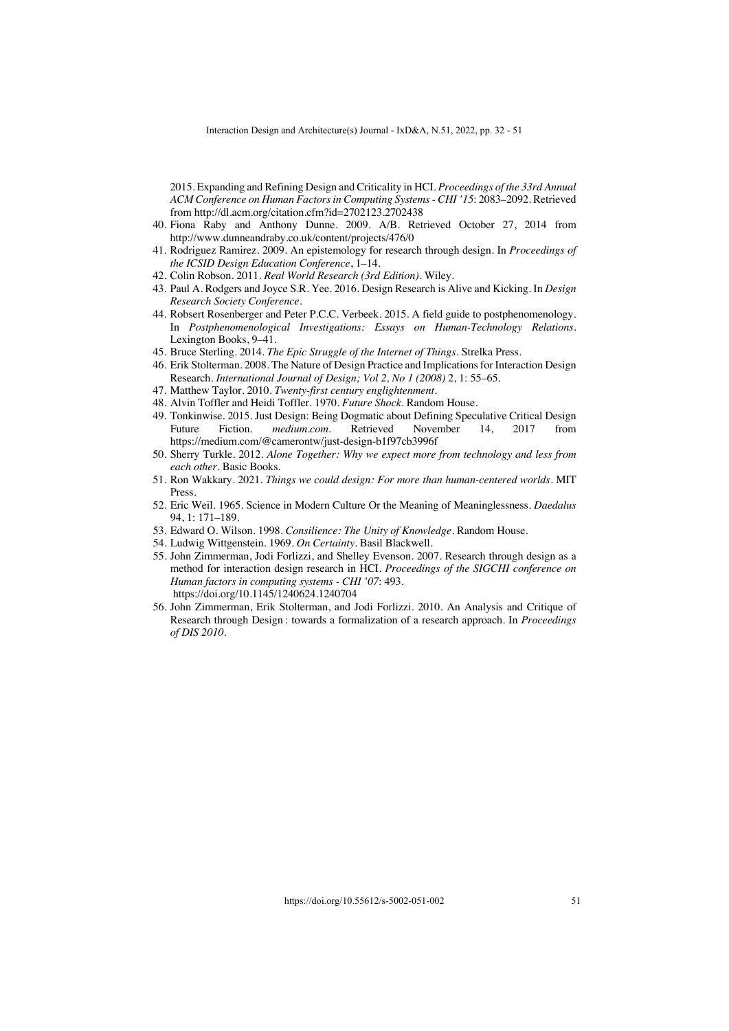2015. Expanding and Refining Design and Criticality in HCI. *Proceedings of the 33rd Annual ACM Conference on Human Factors in Computing Systems - CHI '15*: 2083–2092. Retrieved from http://dl.acm.org/citation.cfm?id=2702123.2702438

40. Fiona Raby and Anthony Dunne. 2009. A/B. Retrieved October 27, 2014 from http://www.dunneandraby.co.uk/content/projects/476/0
41. Rodriguez Ramirez. 2009. An epistemology for research through design. In *Proceedings of the ICSID Design Education Conference*, 1–14.
42. Colin Robson. 2011. *Real World Research (3rd Edition)*. Wiley.
43. Paul A. Rodgers and Joyce S.R. Yee. 2016. Design Research is Alive and Kicking. In *Design Research Society Conference*.
44. Robsert Rosenberger and Peter P.C.C. Verbeek. 2015. A field guide to postphenomenology. In *Postphenomenological Investigations: Essays on Human-Technology Relations*. Lexington Books, 9–41.
45. Bruce Sterling. 2014. *The Epic Struggle of the Internet of Things*. Strelka Press.
46. Erik Stolterman. 2008. The Nature of Design Practice and Implications for Interaction Design Research. *International Journal of Design; Vol 2, No 1 (2008)* 2, 1: 55–65.
47. Matthew Taylor. 2010. *Twenty-first century englightenment*.
48. Alvin Toffler and Heidi Toffler. 1970. *Future Shock*. Random House.
49. Tonkinwise. 2015. Just Design: Being Dogmatic about Defining Speculative Critical Design Future Fiction. *medium.com*. Retrieved November 14, 2017 from https://medium.com/@camerontw/just-design-b1f97cb3996f
50. Sherry Turkle. 2012. *Alone Together: Why we expect more from technology and less from each other*. Basic Books.
51. Ron Wakkary. 2021. *Things we could design: For more than human-centered worlds*. MIT Press.
52. Eric Weil. 1965. Science in Modern Culture Or the Meaning of Meaninglessness. *Daedalus* 94, 1: 171–189.
53. Edward O. Wilson. 1998. *Consilience: The Unity of Knowledge*. Random House.
54. Ludwig Wittgenstein. 1969. *On Certainty*. Basil Blackwell.
55. John Zimmerman, Jodi Forlizzi, and Shelley Evenson. 2007. Research through design as a method for interaction design research in HCI. *Proceedings of the SIGCHI conference on Human factors in computing systems - CHI '07*: 493. https://doi.org/10.1145/1240624.1240704
56. John Zimmerman, Erik Stolterman, and Jodi Forlizzi. 2010. An Analysis and Critique of Research through Design : towards a formalization of a research approach. In *Proceedings of DIS 2010*.